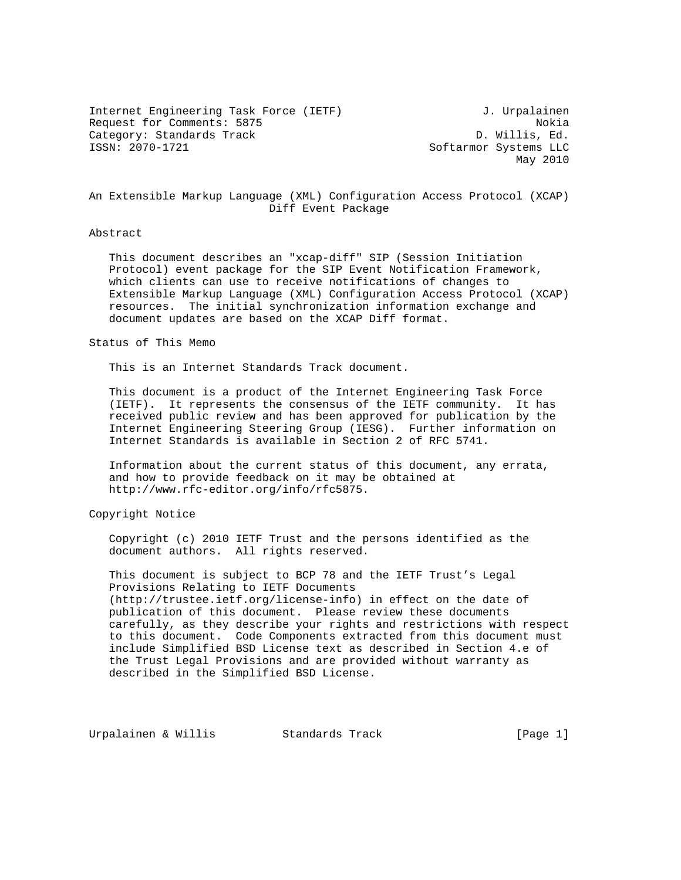Internet Engineering Task Force (IETF) J. Urpalainen
Request for Comments: 5875 Nokia
Category: Standards Track D. Willis, Ed.
ISSN: 2070-1721 Softarmor Systems LLC
May 2010

# An Extensible Markup Language (XML) Configuration Access Protocol (XCAP) Diff Event Package

## Abstract

This document describes an "xcap-diff" SIP (Session Initiation Protocol) event package for the SIP Event Notification Framework, which clients can use to receive notifications of changes to Extensible Markup Language (XML) Configuration Access Protocol (XCAP) resources. The initial synchronization information exchange and document updates are based on the XCAP Diff format.

## Status of This Memo

This is an Internet Standards Track document.

This document is a product of the Internet Engineering Task Force (IETF). It represents the consensus of the IETF community. It has received public review and has been approved for publication by the Internet Engineering Steering Group (IESG). Further information on Internet Standards is available in Section 2 of RFC 5741.

Information about the current status of this document, any errata, and how to provide feedback on it may be obtained at http://www.rfc-editor.org/info/rfc5875.

## Copyright Notice

Copyright (c) 2010 IETF Trust and the persons identified as the document authors. All rights reserved.

This document is subject to BCP 78 and the IETF Trust's Legal Provisions Relating to IETF Documents (http://trustee.ietf.org/license-info) in effect on the date of publication of this document. Please review these documents carefully, as they describe your rights and restrictions with respect to this document. Code Components extracted from this document must include Simplified BSD License text as described in Section 4.e of the Trust Legal Provisions and are provided without warranty as described in the Simplified BSD License.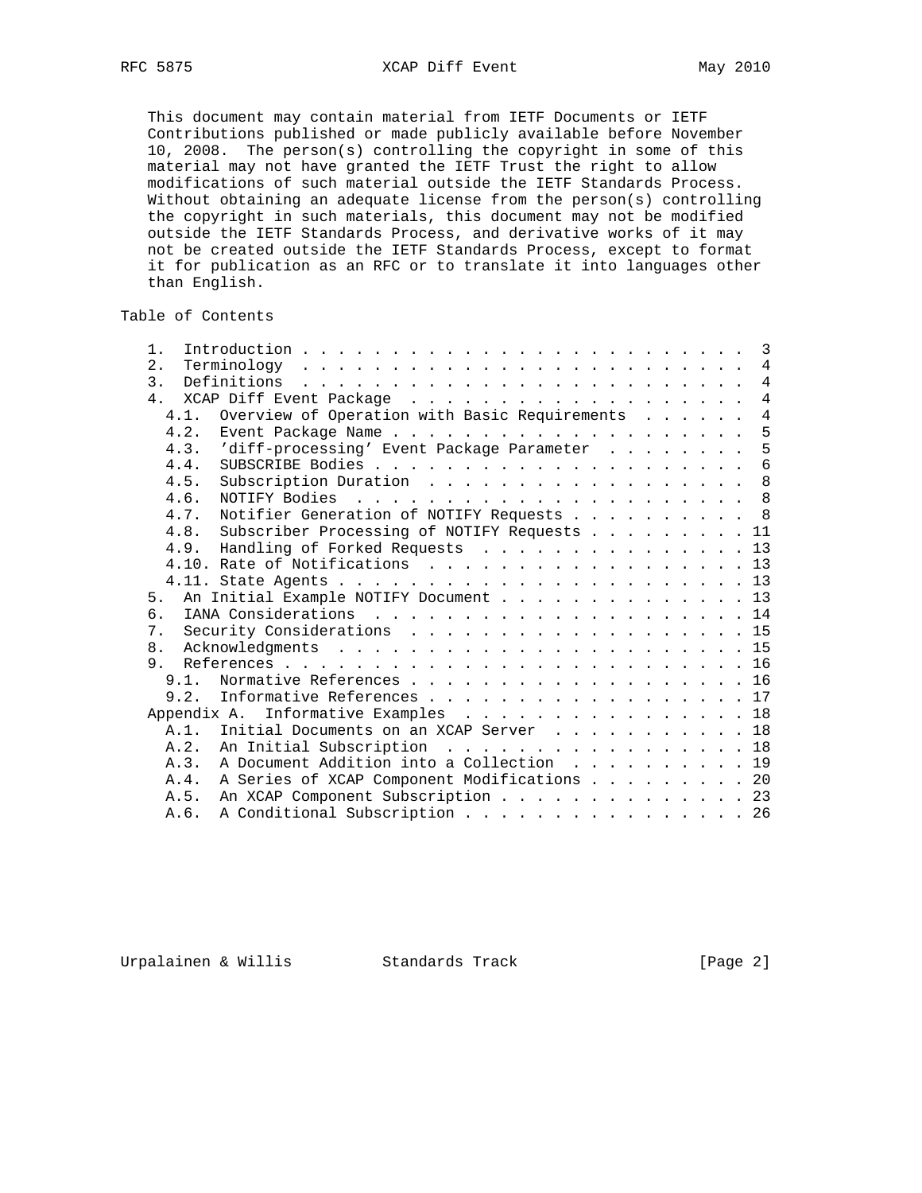This document may contain material from IETF Documents or IETF Contributions published or made publicly available before November 10, 2008. The person(s) controlling the copyright in some of this material may not have granted the IETF Trust the right to allow modifications of such material outside the IETF Standards Process. Without obtaining an adequate license from the person(s) controlling the copyright in such materials, this document may not be modified outside the IETF Standards Process, and derivative works of it may not be created outside the IETF Standards Process, except to format it for publication as an RFC or to translate it into languages other than English.

## Table of Contents

```
   1.  Introduction . . . . . . . . . . . . . . . . . . . . . . . . .  3
   2.  Terminology  . . . . . . . . . . . . . . . . . . . . . . . . .  4
   3.  Definitions  . . . . . . . . . . . . . . . . . . . . . . . . .  4
   4.  XCAP Diff Event Package  . . . . . . . . . . . . . . . . . . .  4
     4.1.  Overview of Operation with Basic Requirements  . . . . . .  4
     4.2.  Event Package Name . . . . . . . . . . . . . . . . . . . .  5
     4.3.  'diff-processing' Event Package Parameter  . . . . . . . .  5
     4.4.  SUBSCRIBE Bodies . . . . . . . . . . . . . . . . . . . . .  6
     4.5.  Subscription Duration  . . . . . . . . . . . . . . . . . .  8
     4.6.  NOTIFY Bodies  . . . . . . . . . . . . . . . . . . . . . .  8
     4.7.  Notifier Generation of NOTIFY Requests . . . . . . . . . .  8
     4.8.  Subscriber Processing of NOTIFY Requests . . . . . . . . . 11
     4.9.  Handling of Forked Requests  . . . . . . . . . . . . . . . 13
     4.10. Rate of Notifications  . . . . . . . . . . . . . . . . . . 13
     4.11. State Agents . . . . . . . . . . . . . . . . . . . . . . . 13
   5.  An Initial Example NOTIFY Document . . . . . . . . . . . . . . 13
   6.  IANA Considerations  . . . . . . . . . . . . . . . . . . . . . 14
   7.  Security Considerations  . . . . . . . . . . . . . . . . . . . 15
   8.  Acknowledgments  . . . . . . . . . . . . . . . . . . . . . . . 15
   9.  References . . . . . . . . . . . . . . . . . . . . . . . . . . 16
     9.1.  Normative References . . . . . . . . . . . . . . . . . . . 16
     9.2.  Informative References . . . . . . . . . . . . . . . . . . 17
   Appendix A.  Informative Examples  . . . . . . . . . . . . . . . . 18
     A.1.  Initial Documents on an XCAP Server  . . . . . . . . . . . 18
     A.2.  An Initial Subscription  . . . . . . . . . . . . . . . . . 18
     A.3.  A Document Addition into a Collection  . . . . . . . . . . 19
     A.4.  A Series of XCAP Component Modifications . . . . . . . . . 20
     A.5.  An XCAP Component Subscription . . . . . . . . . . . . . . 23
     A.6.  A Conditional Subscription . . . . . . . . . . . . . . . . 26
```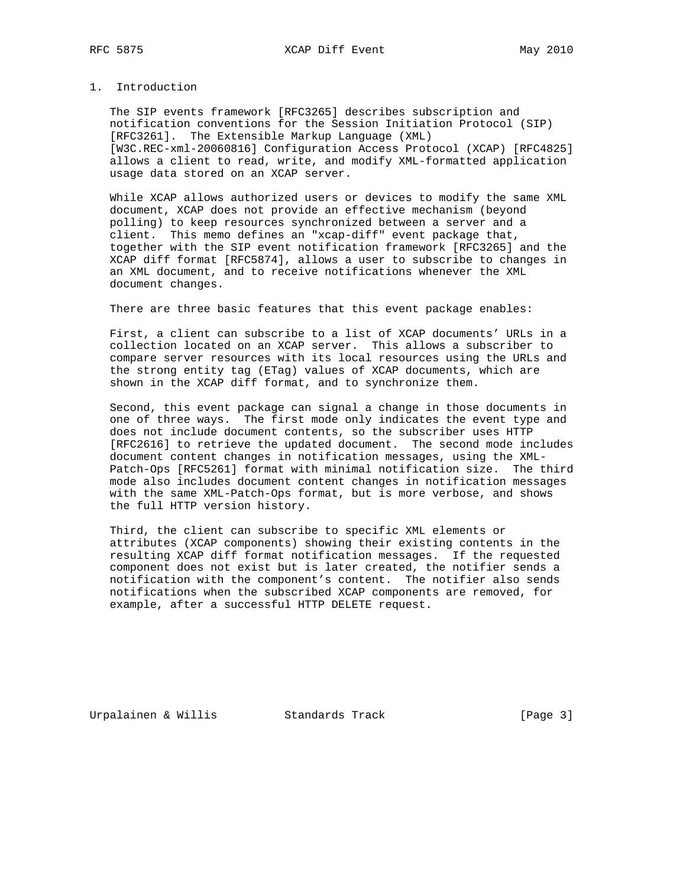# 1. Introduction

The SIP events framework [RFC3265] describes subscription and notification conventions for the Session Initiation Protocol (SIP) [RFC3261]. The Extensible Markup Language (XML) [W3C.REC-xml-20060816] Configuration Access Protocol (XCAP) [RFC4825] allows a client to read, write, and modify XML-formatted application usage data stored on an XCAP server.

While XCAP allows authorized users or devices to modify the same XML document, XCAP does not provide an effective mechanism (beyond polling) to keep resources synchronized between a server and a client. This memo defines an "xcap-diff" event package that, together with the SIP event notification framework [RFC3265] and the XCAP diff format [RFC5874], allows a user to subscribe to changes in an XML document, and to receive notifications whenever the XML document changes.

There are three basic features that this event package enables:

First, a client can subscribe to a list of XCAP documents' URLs in a collection located on an XCAP server. This allows a subscriber to compare server resources with its local resources using the URLs and the strong entity tag (ETag) values of XCAP documents, which are shown in the XCAP diff format, and to synchronize them.

Second, this event package can signal a change in those documents in one of three ways. The first mode only indicates the event type and does not include document contents, so the subscriber uses HTTP [RFC2616] to retrieve the updated document. The second mode includes document content changes in notification messages, using the XML-Patch-Ops [RFC5261] format with minimal notification size. The third mode also includes document content changes in notification messages with the same XML-Patch-Ops format, but is more verbose, and shows the full HTTP version history.

Third, the client can subscribe to specific XML elements or attributes (XCAP components) showing their existing contents in the resulting XCAP diff format notification messages. If the requested component does not exist but is later created, the notifier sends a notification with the component's content. The notifier also sends notifications when the subscribed XCAP components are removed, for example, after a successful HTTP DELETE request.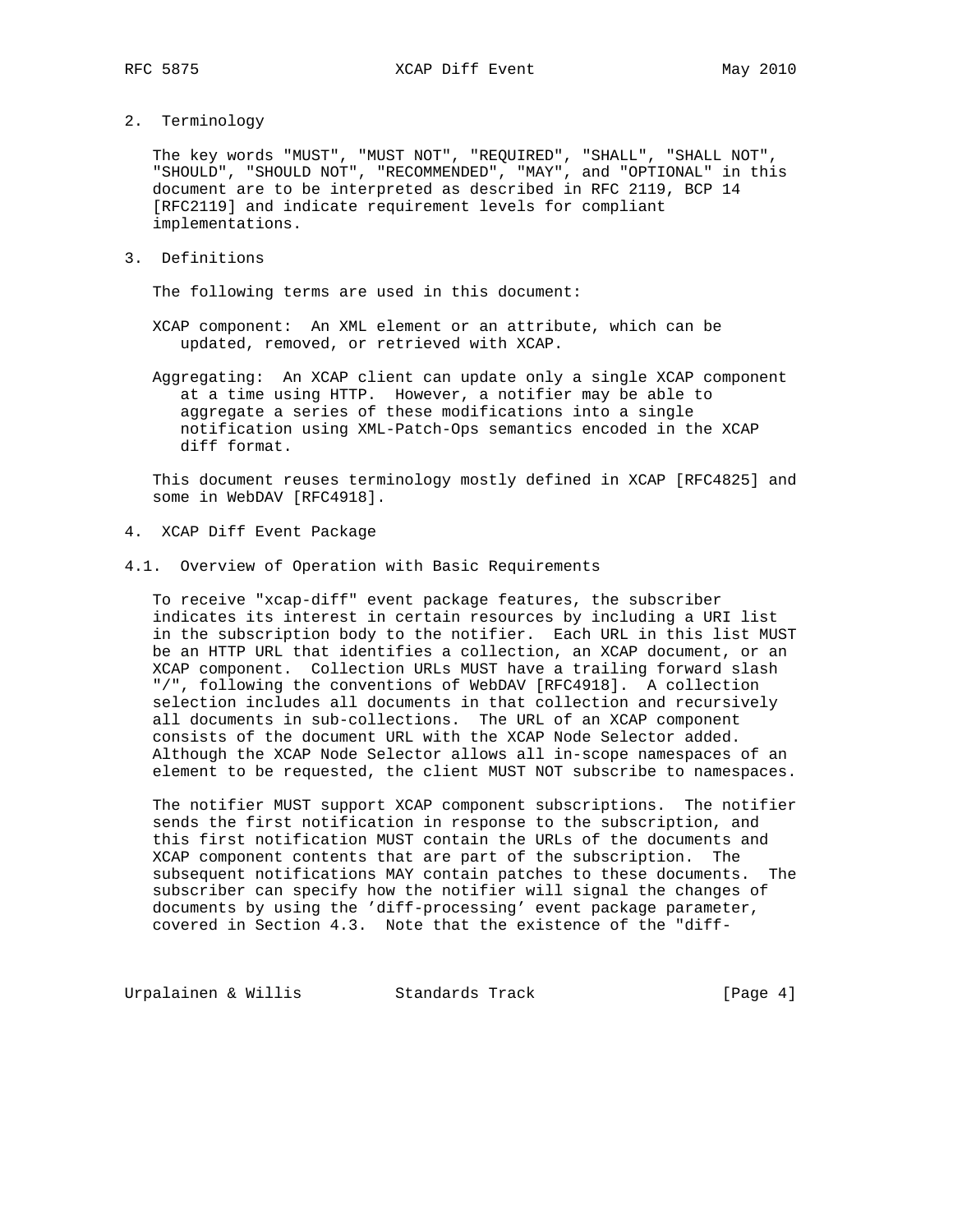## 2. Terminology

The key words "MUST", "MUST NOT", "REQUIRED", "SHALL", "SHALL NOT", "SHOULD", "SHOULD NOT", "RECOMMENDED", "MAY", and "OPTIONAL" in this document are to be interpreted as described in RFC 2119, BCP 14 [RFC2119] and indicate requirement levels for compliant implementations.

## 3. Definitions

The following terms are used in this document:

XCAP component: An XML element or an attribute, which can be updated, removed, or retrieved with XCAP.

Aggregating: An XCAP client can update only a single XCAP component at a time using HTTP. However, a notifier may be able to aggregate a series of these modifications into a single notification using XML-Patch-Ops semantics encoded in the XCAP diff format.

This document reuses terminology mostly defined in XCAP [RFC4825] and some in WebDAV [RFC4918].

## 4. XCAP Diff Event Package

### 4.1. Overview of Operation with Basic Requirements

To receive "xcap-diff" event package features, the subscriber indicates its interest in certain resources by including a URI list in the subscription body to the notifier. Each URL in this list MUST be an HTTP URL that identifies a collection, an XCAP document, or an XCAP component. Collection URLs MUST have a trailing forward slash "/", following the conventions of WebDAV [RFC4918]. A collection selection includes all documents in that collection and recursively all documents in sub-collections. The URL of an XCAP component consists of the document URL with the XCAP Node Selector added. Although the XCAP Node Selector allows all in-scope namespaces of an element to be requested, the client MUST NOT subscribe to namespaces.

The notifier MUST support XCAP component subscriptions. The notifier sends the first notification in response to the subscription, and this first notification MUST contain the URLs of the documents and XCAP component contents that are part of the subscription. The subsequent notifications MAY contain patches to these documents. The subscriber can specify how the notifier will signal the changes of documents by using the 'diff-processing' event package parameter, covered in Section 4.3. Note that the existence of the "diff-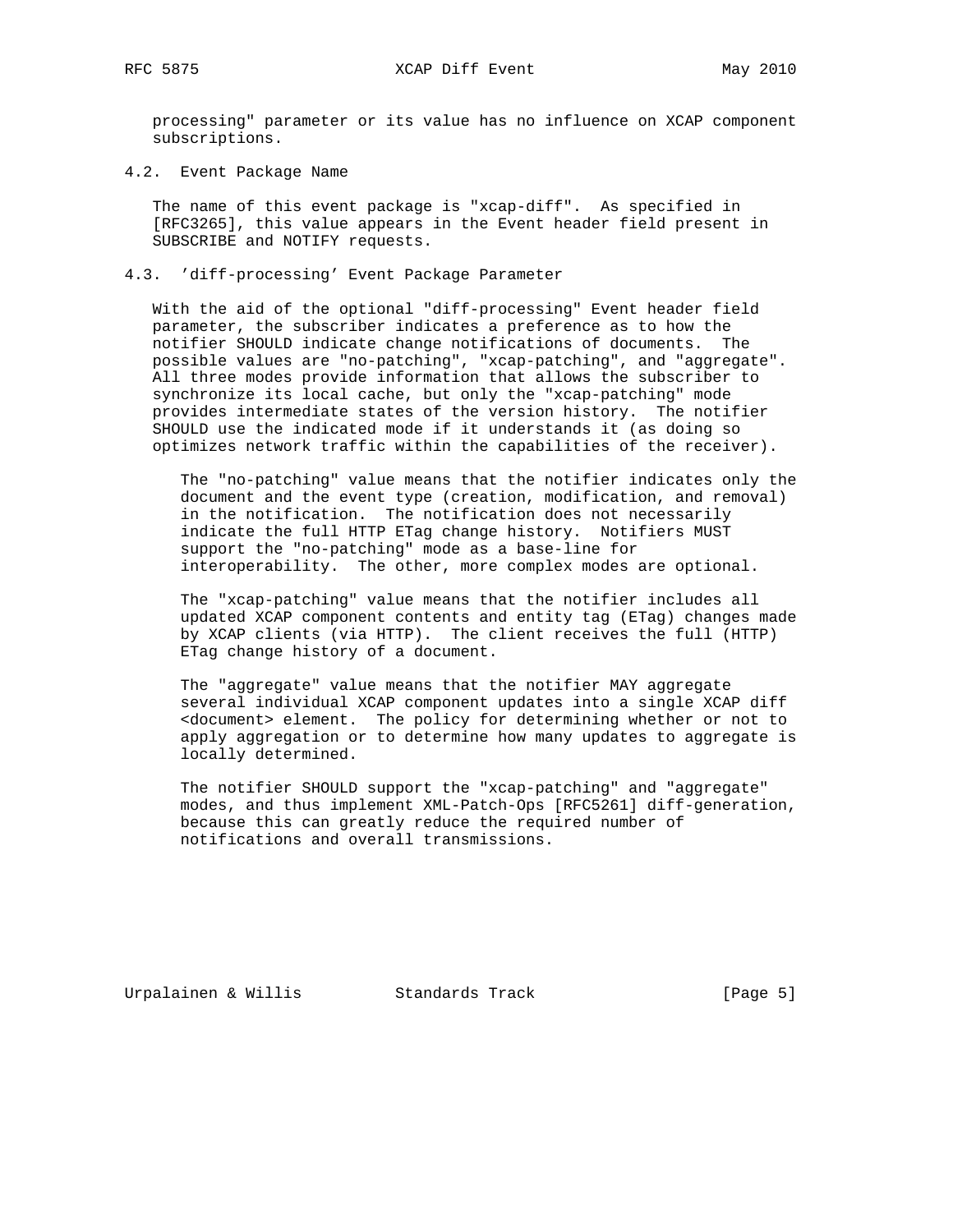processing" parameter or its value has no influence on XCAP component subscriptions.

## 4.2. Event Package Name

The name of this event package is "xcap-diff". As specified in [RFC3265], this value appears in the Event header field present in SUBSCRIBE and NOTIFY requests.

## 4.3. 'diff-processing' Event Package Parameter

With the aid of the optional "diff-processing" Event header field parameter, the subscriber indicates a preference as to how the notifier SHOULD indicate change notifications of documents. The possible values are "no-patching", "xcap-patching", and "aggregate". All three modes provide information that allows the subscriber to synchronize its local cache, but only the "xcap-patching" mode provides intermediate states of the version history. The notifier SHOULD use the indicated mode if it understands it (as doing so optimizes network traffic within the capabilities of the receiver).

The "no-patching" value means that the notifier indicates only the document and the event type (creation, modification, and removal) in the notification. The notification does not necessarily indicate the full HTTP ETag change history. Notifiers MUST support the "no-patching" mode as a base-line for interoperability. The other, more complex modes are optional.

The "xcap-patching" value means that the notifier includes all updated XCAP component contents and entity tag (ETag) changes made by XCAP clients (via HTTP). The client receives the full (HTTP) ETag change history of a document.

The "aggregate" value means that the notifier MAY aggregate several individual XCAP component updates into a single XCAP diff <document> element. The policy for determining whether or not to apply aggregation or to determine how many updates to aggregate is locally determined.

The notifier SHOULD support the "xcap-patching" and "aggregate" modes, and thus implement XML-Patch-Ops [RFC5261] diff-generation, because this can greatly reduce the required number of notifications and overall transmissions.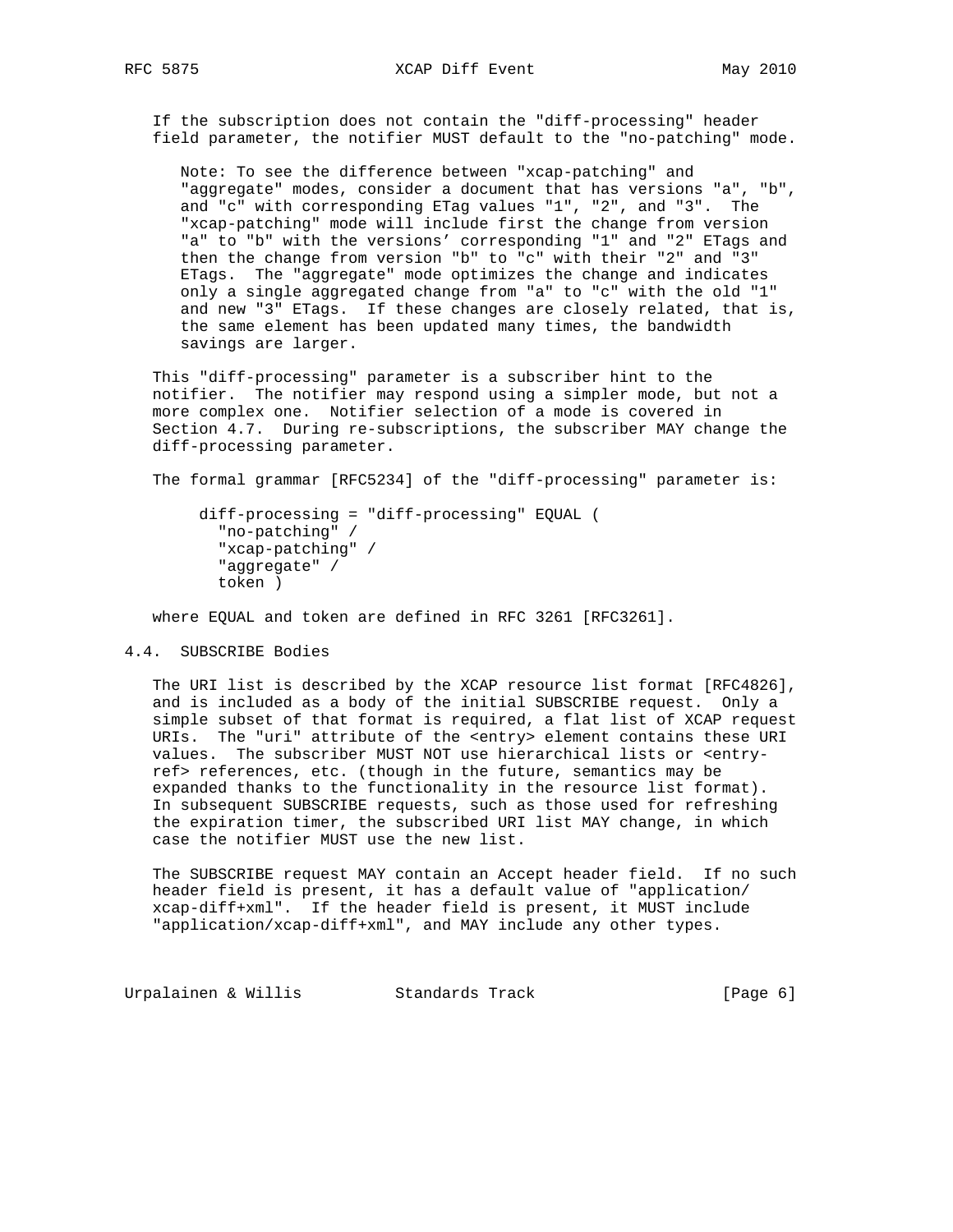If the subscription does not contain the "diff-processing" header field parameter, the notifier MUST default to the "no-patching" mode.

> Note: To see the difference between "xcap-patching" and "aggregate" modes, consider a document that has versions "a", "b", and "c" with corresponding ETag values "1", "2", and "3". The "xcap-patching" mode will include first the change from version "a" to "b" with the versions' corresponding "1" and "2" ETags and then the change from version "b" to "c" with their "2" and "3" ETags. The "aggregate" mode optimizes the change and indicates only a single aggregated change from "a" to "c" with the old "1" and new "3" ETags. If these changes are closely related, that is, the same element has been updated many times, the bandwidth savings are larger.

This "diff-processing" parameter is a subscriber hint to the notifier. The notifier may respond using a simpler mode, but not a more complex one. Notifier selection of a mode is covered in Section 4.7. During re-subscriptions, the subscriber MAY change the diff-processing parameter.

The formal grammar [RFC5234] of the "diff-processing" parameter is:

```
diff-processing = "diff-processing" EQUAL (
  "no-patching" /
  "xcap-patching" /
  "aggregate" /
  token )
```

where EQUAL and token are defined in RFC 3261 [RFC3261].

## 4.4. SUBSCRIBE Bodies

The URI list is described by the XCAP resource list format [RFC4826], and is included as a body of the initial SUBSCRIBE request. Only a simple subset of that format is required, a flat list of XCAP request URIs. The "uri" attribute of the <entry> element contains these URI values. The subscriber MUST NOT use hierarchical lists or <entry-ref> references, etc. (though in the future, semantics may be expanded thanks to the functionality in the resource list format). In subsequent SUBSCRIBE requests, such as those used for refreshing the expiration timer, the subscribed URI list MAY change, in which case the notifier MUST use the new list.

The SUBSCRIBE request MAY contain an Accept header field. If no such header field is present, it has a default value of "application/xcap-diff+xml". If the header field is present, it MUST include "application/xcap-diff+xml", and MAY include any other types.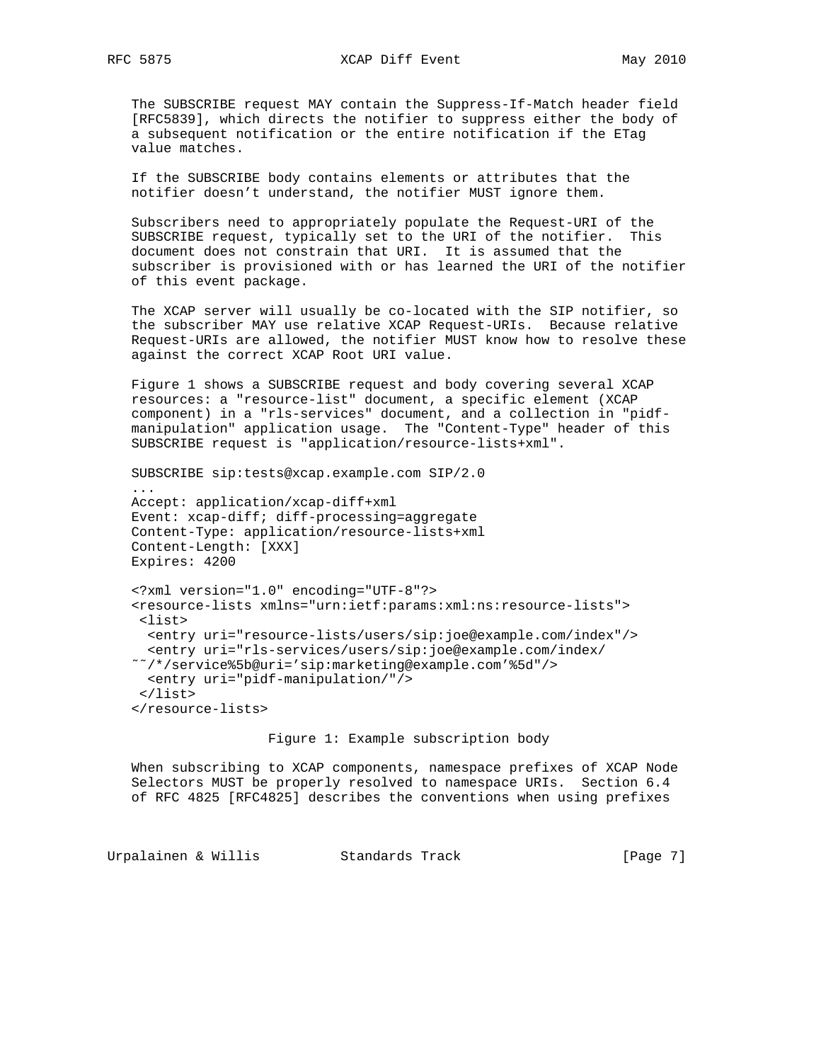The SUBSCRIBE request MAY contain the Suppress-If-Match header field [RFC5839], which directs the notifier to suppress either the body of a subsequent notification or the entire notification if the ETag value matches.

If the SUBSCRIBE body contains elements or attributes that the notifier doesn't understand, the notifier MUST ignore them.

Subscribers need to appropriately populate the Request-URI of the SUBSCRIBE request, typically set to the URI of the notifier. This document does not constrain that URI. It is assumed that the subscriber is provisioned with or has learned the URI of the notifier of this event package.

The XCAP server will usually be co-located with the SIP notifier, so the subscriber MAY use relative XCAP Request-URIs. Because relative Request-URIs are allowed, the notifier MUST know how to resolve these against the correct XCAP Root URI value.

Figure 1 shows a SUBSCRIBE request and body covering several XCAP resources: a "resource-list" document, a specific element (XCAP component) in a "rls-services" document, and a collection in "pidf-manipulation" application usage. The "Content-Type" header of this SUBSCRIBE request is "application/resource-lists+xml".

```
SUBSCRIBE sip:tests@xcap.example.com SIP/2.0
...
Accept: application/xcap-diff+xml
Event: xcap-diff; diff-processing=aggregate
Content-Type: application/resource-lists+xml
Content-Length: [XXX]
Expires: 4200

<?xml version="1.0" encoding="UTF-8"?>
<resource-lists xmlns="urn:ietf:params:xml:ns:resource-lists">
 <list>
  <entry uri="resource-lists/users/sip:joe@example.com/index"/>
  <entry uri="rls-services/users/sip:joe@example.com/index/
~~/*/service%5b@uri='sip:marketing@example.com'%5d"/>
  <entry uri="pidf-manipulation/"/>
 </list>
</resource-lists>
```

Figure 1: Example subscription body

When subscribing to XCAP components, namespace prefixes of XCAP Node Selectors MUST be properly resolved to namespace URIs. Section 6.4 of RFC 4825 [RFC4825] describes the conventions when using prefixes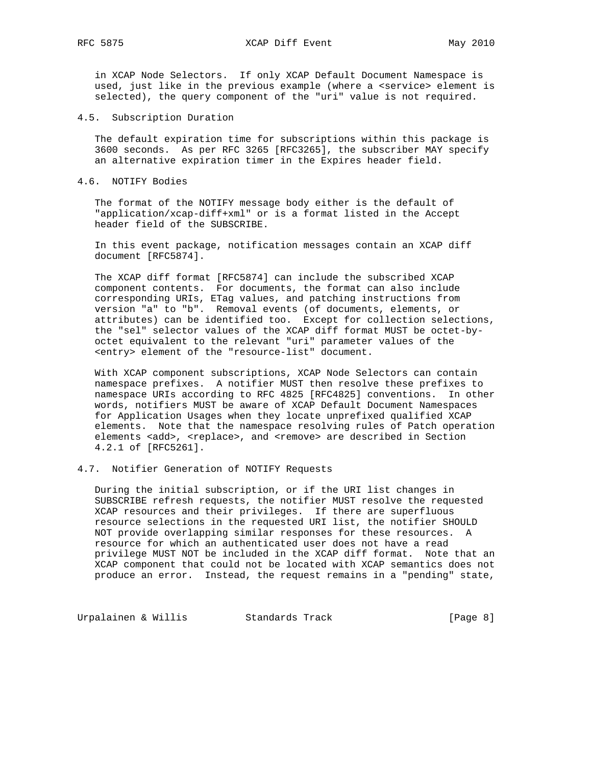in XCAP Node Selectors. If only XCAP Default Document Namespace is used, just like in the previous example (where a <service> element is selected), the query component of the "uri" value is not required.

### 4.5. Subscription Duration

The default expiration time for subscriptions within this package is 3600 seconds. As per RFC 3265 [RFC3265], the subscriber MAY specify an alternative expiration timer in the Expires header field.

### 4.6. NOTIFY Bodies

The format of the NOTIFY message body either is the default of "application/xcap-diff+xml" or is a format listed in the Accept header field of the SUBSCRIBE.

In this event package, notification messages contain an XCAP diff document [RFC5874].

The XCAP diff format [RFC5874] can include the subscribed XCAP component contents. For documents, the format can also include corresponding URIs, ETag values, and patching instructions from version "a" to "b". Removal events (of documents, elements, or attributes) can be identified too. Except for collection selections, the "sel" selector values of the XCAP diff format MUST be octet-by-octet equivalent to the relevant "uri" parameter values of the <entry> element of the "resource-list" document.

With XCAP component subscriptions, XCAP Node Selectors can contain namespace prefixes. A notifier MUST then resolve these prefixes to namespace URIs according to RFC 4825 [RFC4825] conventions. In other words, notifiers MUST be aware of XCAP Default Document Namespaces for Application Usages when they locate unprefixed qualified XCAP elements. Note that the namespace resolving rules of Patch operation elements <add>, <replace>, and <remove> are described in Section 4.2.1 of [RFC5261].

### 4.7. Notifier Generation of NOTIFY Requests

During the initial subscription, or if the URI list changes in SUBSCRIBE refresh requests, the notifier MUST resolve the requested XCAP resources and their privileges. If there are superfluous resource selections in the requested URI list, the notifier SHOULD NOT provide overlapping similar responses for these resources. A resource for which an authenticated user does not have a read privilege MUST NOT be included in the XCAP diff format. Note that an XCAP component that could not be located with XCAP semantics does not produce an error. Instead, the request remains in a "pending" state,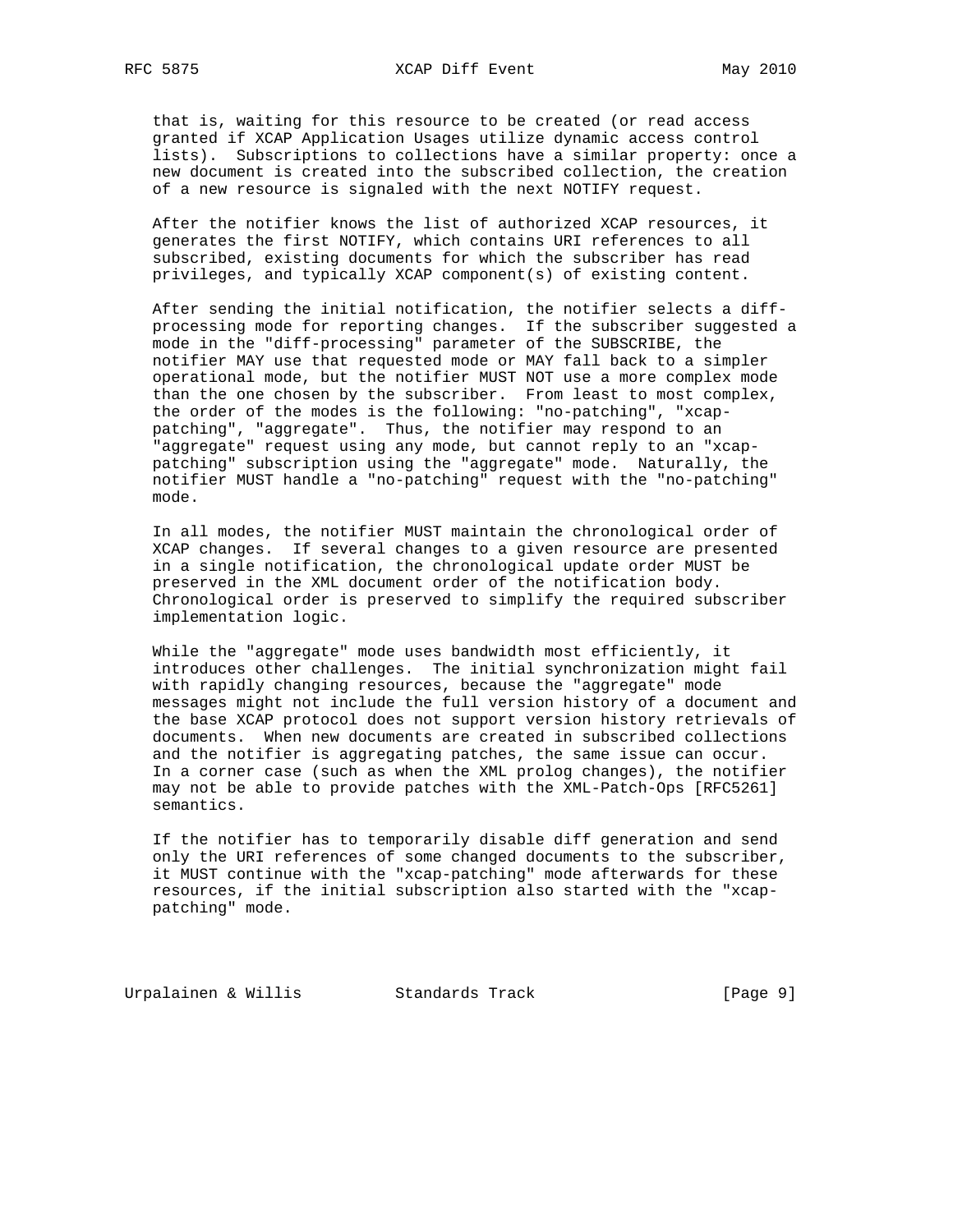that is, waiting for this resource to be created (or read access granted if XCAP Application Usages utilize dynamic access control lists). Subscriptions to collections have a similar property: once a new document is created into the subscribed collection, the creation of a new resource is signaled with the next NOTIFY request.

After the notifier knows the list of authorized XCAP resources, it generates the first NOTIFY, which contains URI references to all subscribed, existing documents for which the subscriber has read privileges, and typically XCAP component(s) of existing content.

After sending the initial notification, the notifier selects a diff-processing mode for reporting changes. If the subscriber suggested a mode in the "diff-processing" parameter of the SUBSCRIBE, the notifier MAY use that requested mode or MAY fall back to a simpler operational mode, but the notifier MUST NOT use a more complex mode than the one chosen by the subscriber. From least to most complex, the order of the modes is the following: "no-patching", "xcap-patching", "aggregate". Thus, the notifier may respond to an "aggregate" request using any mode, but cannot reply to an "xcap-patching" subscription using the "aggregate" mode. Naturally, the notifier MUST handle a "no-patching" request with the "no-patching" mode.

In all modes, the notifier MUST maintain the chronological order of XCAP changes. If several changes to a given resource are presented in a single notification, the chronological update order MUST be preserved in the XML document order of the notification body. Chronological order is preserved to simplify the required subscriber implementation logic.

While the "aggregate" mode uses bandwidth most efficiently, it introduces other challenges. The initial synchronization might fail with rapidly changing resources, because the "aggregate" mode messages might not include the full version history of a document and the base XCAP protocol does not support version history retrievals of documents. When new documents are created in subscribed collections and the notifier is aggregating patches, the same issue can occur. In a corner case (such as when the XML prolog changes), the notifier may not be able to provide patches with the XML-Patch-Ops [RFC5261] semantics.

If the notifier has to temporarily disable diff generation and send only the URI references of some changed documents to the subscriber, it MUST continue with the "xcap-patching" mode afterwards for these resources, if the initial subscription also started with the "xcap-patching" mode.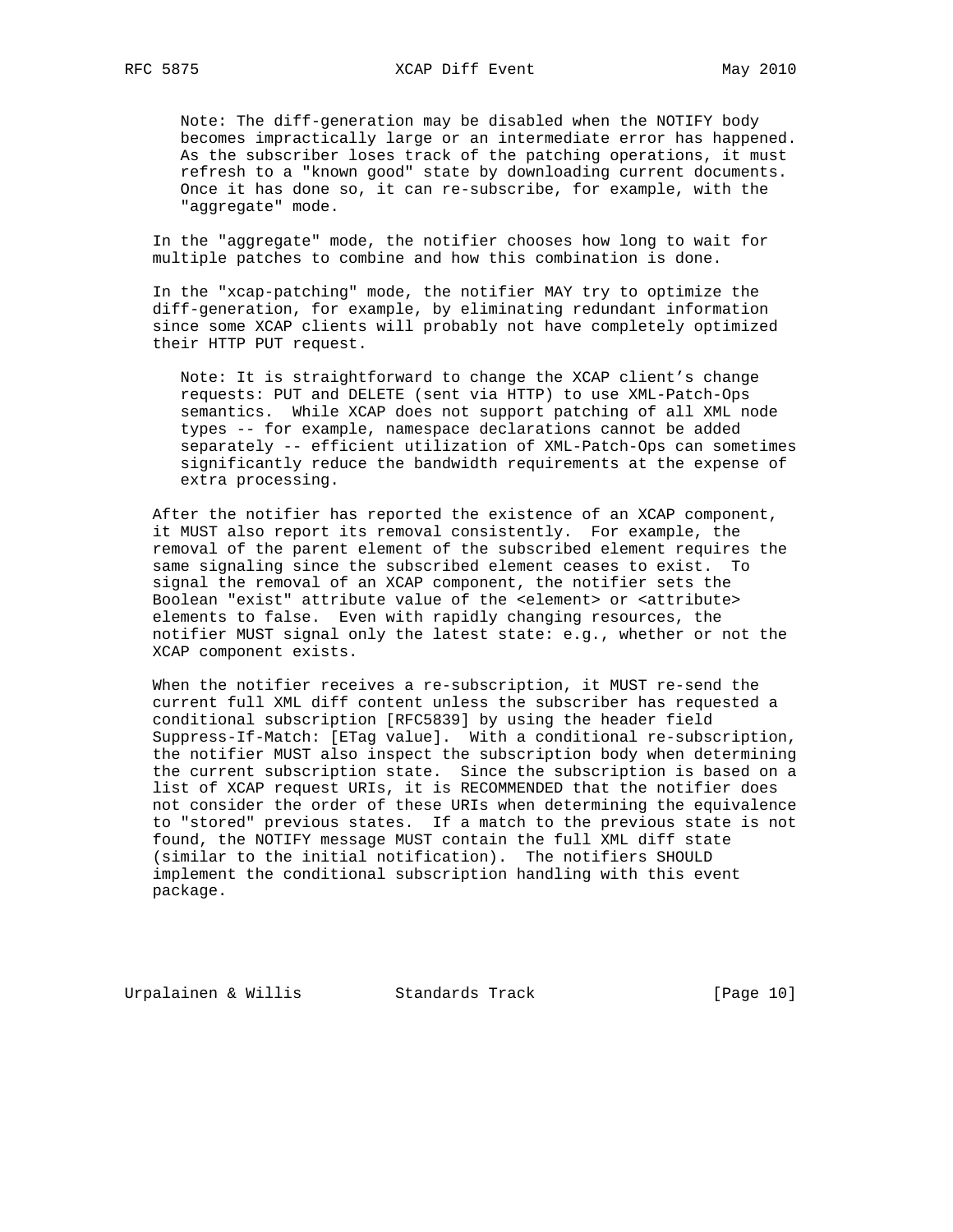Note: The diff-generation may be disabled when the NOTIFY body becomes impractically large or an intermediate error has happened. As the subscriber loses track of the patching operations, it must refresh to a "known good" state by downloading current documents. Once it has done so, it can re-subscribe, for example, with the "aggregate" mode.

In the "aggregate" mode, the notifier chooses how long to wait for multiple patches to combine and how this combination is done.

In the "xcap-patching" mode, the notifier MAY try to optimize the diff-generation, for example, by eliminating redundant information since some XCAP clients will probably not have completely optimized their HTTP PUT request.

Note: It is straightforward to change the XCAP client's change requests: PUT and DELETE (sent via HTTP) to use XML-Patch-Ops semantics. While XCAP does not support patching of all XML node types -- for example, namespace declarations cannot be added separately -- efficient utilization of XML-Patch-Ops can sometimes significantly reduce the bandwidth requirements at the expense of extra processing.

After the notifier has reported the existence of an XCAP component, it MUST also report its removal consistently. For example, the removal of the parent element of the subscribed element requires the same signaling since the subscribed element ceases to exist. To signal the removal of an XCAP component, the notifier sets the Boolean "exist" attribute value of the <element> or <attribute> elements to false. Even with rapidly changing resources, the notifier MUST signal only the latest state: e.g., whether or not the XCAP component exists.

When the notifier receives a re-subscription, it MUST re-send the current full XML diff content unless the subscriber has requested a conditional subscription [RFC5839] by using the header field Suppress-If-Match: [ETag value]. With a conditional re-subscription, the notifier MUST also inspect the subscription body when determining the current subscription state. Since the subscription is based on a list of XCAP request URIs, it is RECOMMENDED that the notifier does not consider the order of these URIs when determining the equivalence to "stored" previous states. If a match to the previous state is not found, the NOTIFY message MUST contain the full XML diff state (similar to the initial notification). The notifiers SHOULD implement the conditional subscription handling with this event package.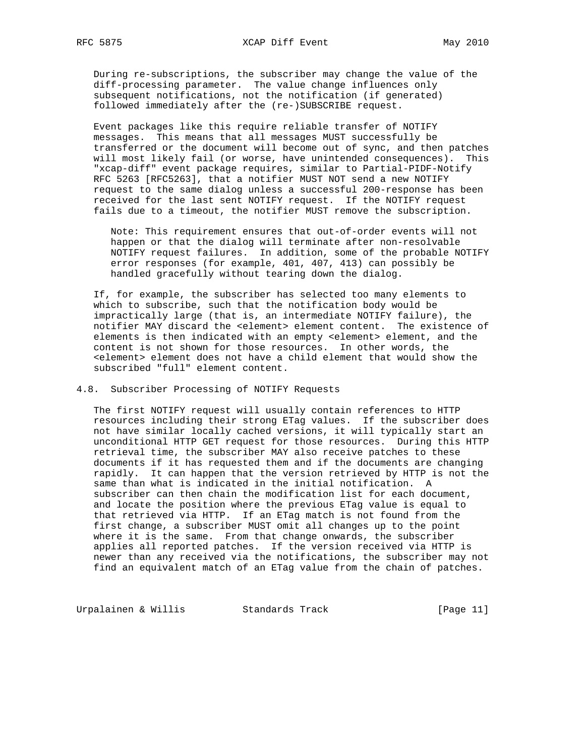During re-subscriptions, the subscriber may change the value of the diff-processing parameter. The value change influences only subsequent notifications, not the notification (if generated) followed immediately after the (re-)SUBSCRIBE request.

Event packages like this require reliable transfer of NOTIFY messages. This means that all messages MUST successfully be transferred or the document will become out of sync, and then patches will most likely fail (or worse, have unintended consequences). This "xcap-diff" event package requires, similar to Partial-PIDF-Notify RFC 5263 [RFC5263], that a notifier MUST NOT send a new NOTIFY request to the same dialog unless a successful 200-response has been received for the last sent NOTIFY request. If the NOTIFY request fails due to a timeout, the notifier MUST remove the subscription.

> Note: This requirement ensures that out-of-order events will not happen or that the dialog will terminate after non-resolvable NOTIFY request failures. In addition, some of the probable NOTIFY error responses (for example, 401, 407, 413) can possibly be handled gracefully without tearing down the dialog.

If, for example, the subscriber has selected too many elements to which to subscribe, such that the notification body would be impractically large (that is, an intermediate NOTIFY failure), the notifier MAY discard the <element> element content. The existence of elements is then indicated with an empty <element> element, and the content is not shown for those resources. In other words, the <element> element does not have a child element that would show the subscribed "full" element content.

## 4.8. Subscriber Processing of NOTIFY Requests

The first NOTIFY request will usually contain references to HTTP resources including their strong ETag values. If the subscriber does not have similar locally cached versions, it will typically start an unconditional HTTP GET request for those resources. During this HTTP retrieval time, the subscriber MAY also receive patches to these documents if it has requested them and if the documents are changing rapidly. It can happen that the version retrieved by HTTP is not the same than what is indicated in the initial notification. A subscriber can then chain the modification list for each document, and locate the position where the previous ETag value is equal to that retrieved via HTTP. If an ETag match is not found from the first change, a subscriber MUST omit all changes up to the point where it is the same. From that change onwards, the subscriber applies all reported patches. If the version received via HTTP is newer than any received via the notifications, the subscriber may not find an equivalent match of an ETag value from the chain of patches.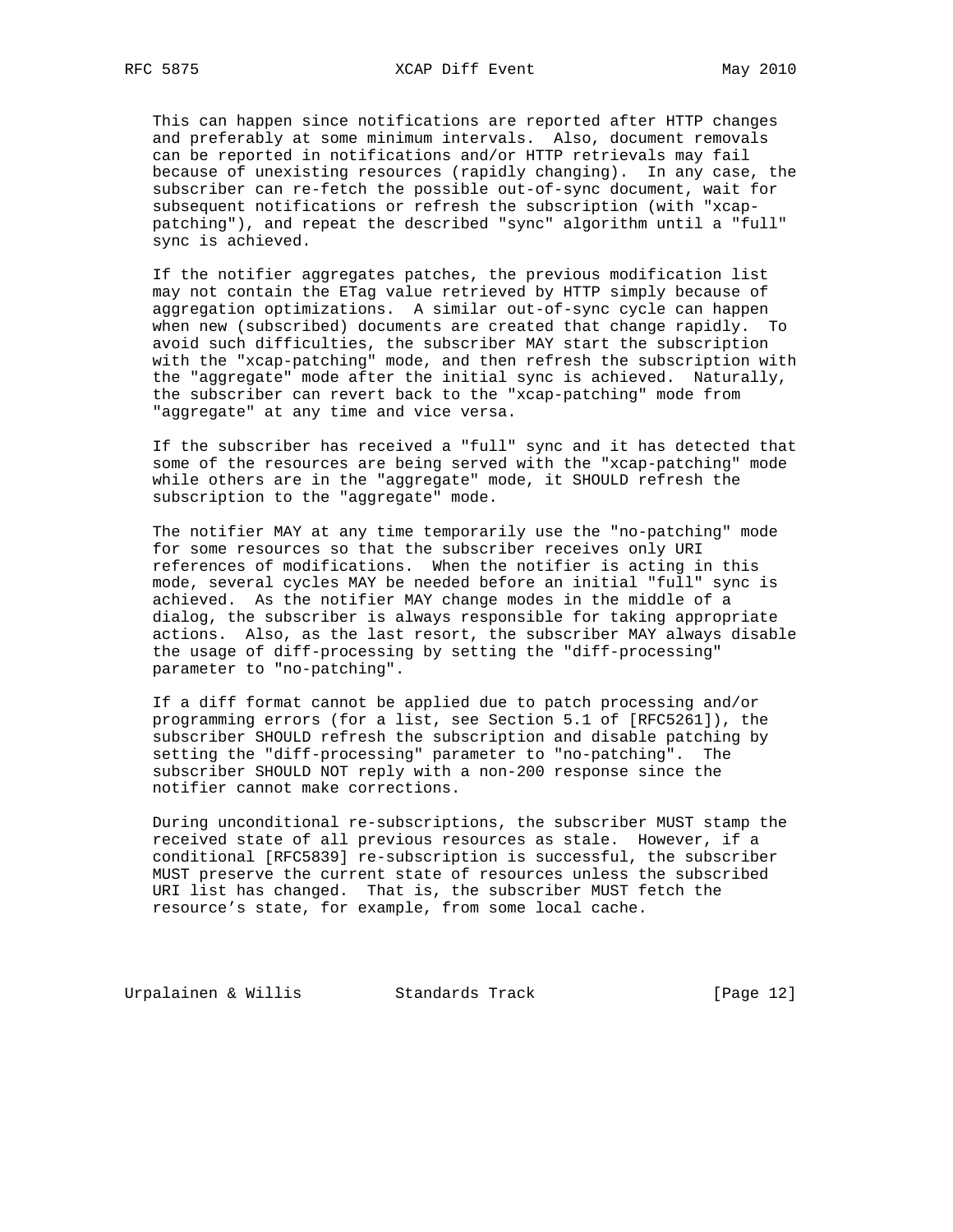This can happen since notifications are reported after HTTP changes and preferably at some minimum intervals. Also, document removals can be reported in notifications and/or HTTP retrievals may fail because of unexisting resources (rapidly changing). In any case, the subscriber can re-fetch the possible out-of-sync document, wait for subsequent notifications or refresh the subscription (with "xcap-patching"), and repeat the described "sync" algorithm until a "full" sync is achieved.

If the notifier aggregates patches, the previous modification list may not contain the ETag value retrieved by HTTP simply because of aggregation optimizations. A similar out-of-sync cycle can happen when new (subscribed) documents are created that change rapidly. To avoid such difficulties, the subscriber MAY start the subscription with the "xcap-patching" mode, and then refresh the subscription with the "aggregate" mode after the initial sync is achieved. Naturally, the subscriber can revert back to the "xcap-patching" mode from "aggregate" at any time and vice versa.

If the subscriber has received a "full" sync and it has detected that some of the resources are being served with the "xcap-patching" mode while others are in the "aggregate" mode, it SHOULD refresh the subscription to the "aggregate" mode.

The notifier MAY at any time temporarily use the "no-patching" mode for some resources so that the subscriber receives only URI references of modifications. When the notifier is acting in this mode, several cycles MAY be needed before an initial "full" sync is achieved. As the notifier MAY change modes in the middle of a dialog, the subscriber is always responsible for taking appropriate actions. Also, as the last resort, the subscriber MAY always disable the usage of diff-processing by setting the "diff-processing" parameter to "no-patching".

If a diff format cannot be applied due to patch processing and/or programming errors (for a list, see Section 5.1 of [RFC5261]), the subscriber SHOULD refresh the subscription and disable patching by setting the "diff-processing" parameter to "no-patching". The subscriber SHOULD NOT reply with a non-200 response since the notifier cannot make corrections.

During unconditional re-subscriptions, the subscriber MUST stamp the received state of all previous resources as stale. However, if a conditional [RFC5839] re-subscription is successful, the subscriber MUST preserve the current state of resources unless the subscribed URI list has changed. That is, the subscriber MUST fetch the resource's state, for example, from some local cache.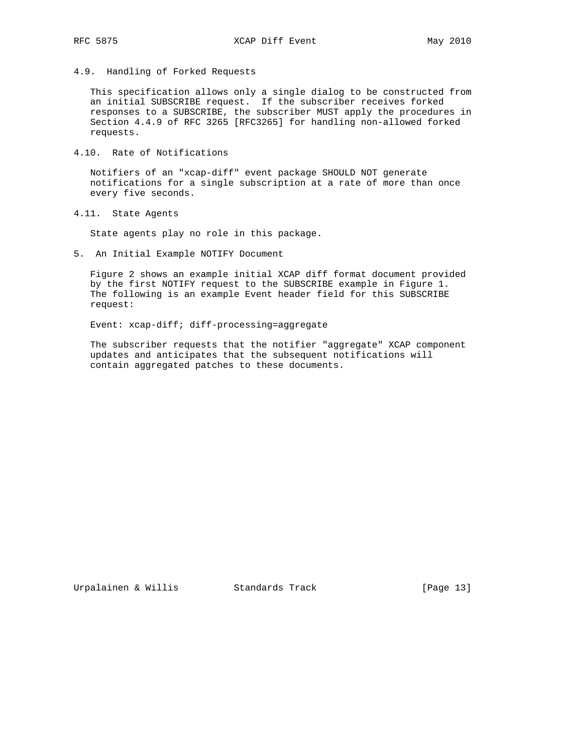### 4.9. Handling of Forked Requests

This specification allows only a single dialog to be constructed from an initial SUBSCRIBE request. If the subscriber receives forked responses to a SUBSCRIBE, the subscriber MUST apply the procedures in Section 4.4.9 of RFC 3265 [RFC3265] for handling non-allowed forked requests.

### 4.10. Rate of Notifications

Notifiers of an "xcap-diff" event package SHOULD NOT generate notifications for a single subscription at a rate of more than once every five seconds.

### 4.11. State Agents

State agents play no role in this package.

## 5. An Initial Example NOTIFY Document

Figure 2 shows an example initial XCAP diff format document provided by the first NOTIFY request to the SUBSCRIBE example in Figure 1. The following is an example Event header field for this SUBSCRIBE request:

```
Event: xcap-diff; diff-processing=aggregate
```

The subscriber requests that the notifier "aggregate" XCAP component updates and anticipates that the subsequent notifications will contain aggregated patches to these documents.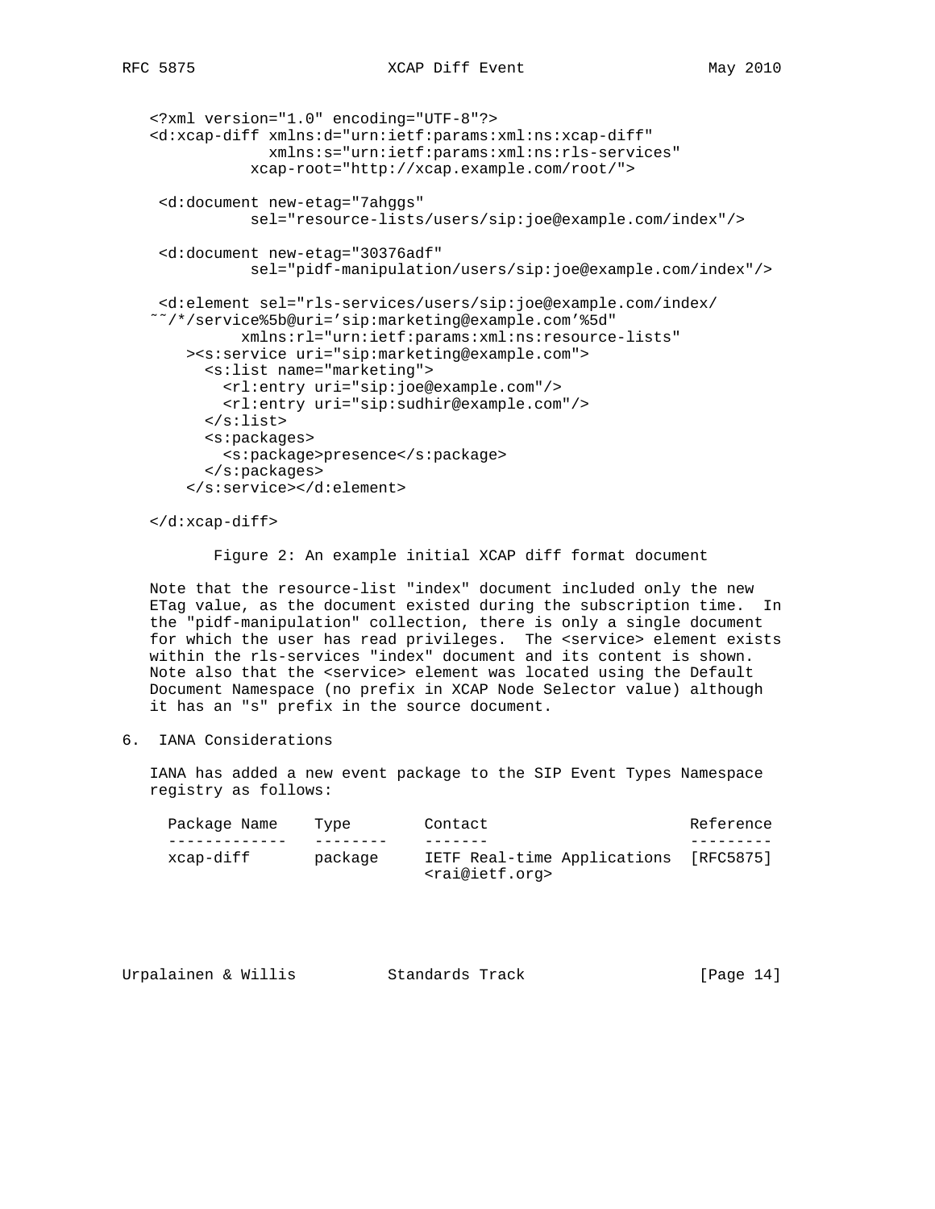```
<?xml version="1.0" encoding="UTF-8"?>
<d:xcap-diff xmlns:d="urn:ietf:params:xml:ns:xcap-diff"
             xmlns:s="urn:ietf:params:xml:ns:rls-services"
           xcap-root="http://xcap.example.com/root/">

 <d:document new-etag="7ahggs"
           sel="resource-lists/users/sip:joe@example.com/index"/>

 <d:document new-etag="30376adf"
           sel="pidf-manipulation/users/sip:joe@example.com/index"/>

 <d:element sel="rls-services/users/sip:joe@example.com/index/
~~/*/service%5b@uri='sip:marketing@example.com'%5d"
          xmlns:rl="urn:ietf:params:xml:ns:resource-lists"
    ><s:service uri="sip:marketing@example.com">
      <s:list name="marketing">
        <rl:entry uri="sip:joe@example.com"/>
        <rl:entry uri="sip:sudhir@example.com"/>
      </s:list>
      <s:packages>
        <s:package>presence</s:package>
      </s:packages>
    </s:service></d:element>

</d:xcap-diff>
```

Figure 2: An example initial XCAP diff format document

Note that the resource-list "index" document included only the new ETag value, as the document existed during the subscription time. In the "pidf-manipulation" collection, there is only a single document for which the user has read privileges. The <service> element exists within the rls-services "index" document and its content is shown. Note also that the <service> element was located using the Default Document Namespace (no prefix in XCAP Node Selector value) although it has an "s" prefix in the source document.

## 6. IANA Considerations

IANA has added a new event package to the SIP Event Types Namespace registry as follows:

| Package Name | Type | Contact | Reference |
|---|---|---|---|
| xcap-diff | package | IETF Real-time Applications <rai@ietf.org> | [RFC5875] |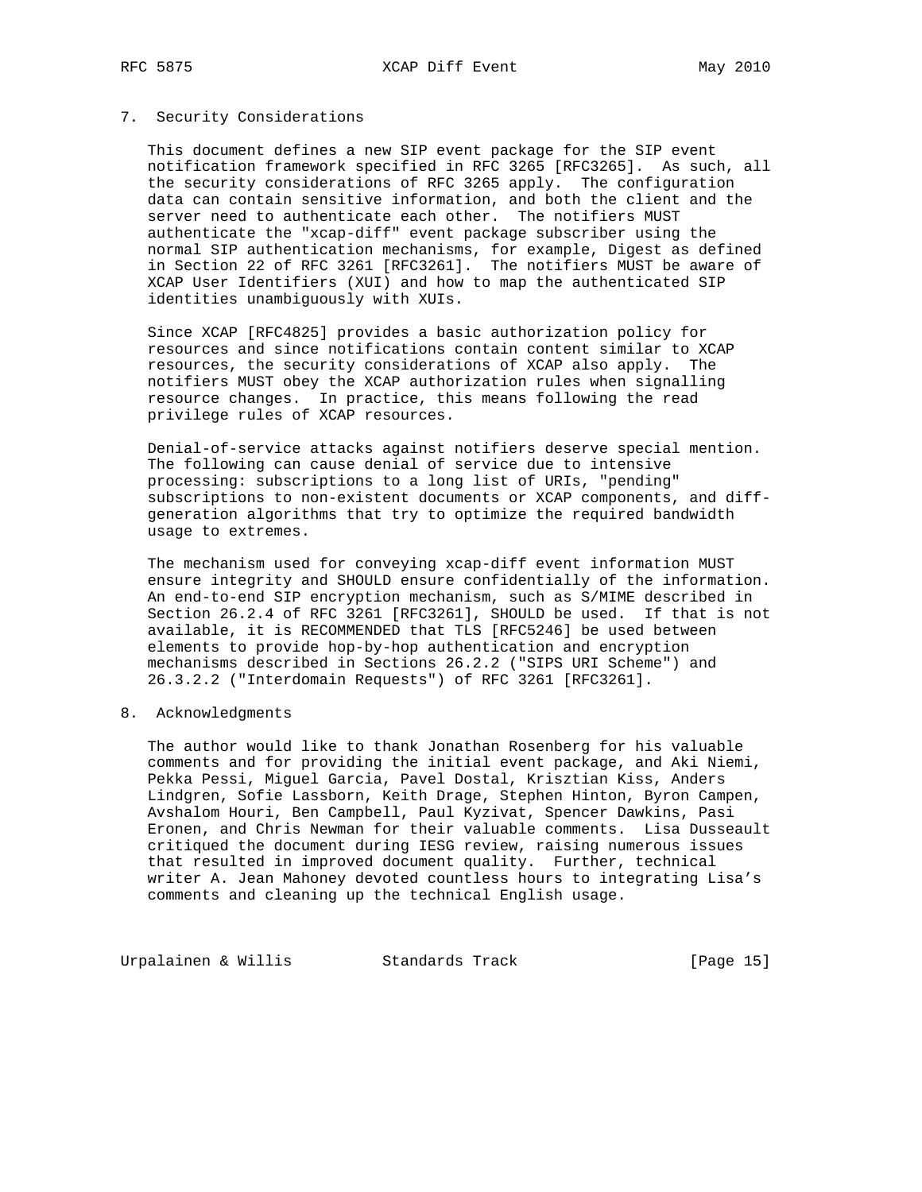## 7. Security Considerations

This document defines a new SIP event package for the SIP event notification framework specified in RFC 3265 [RFC3265]. As such, all the security considerations of RFC 3265 apply. The configuration data can contain sensitive information, and both the client and the server need to authenticate each other. The notifiers MUST authenticate the "xcap-diff" event package subscriber using the normal SIP authentication mechanisms, for example, Digest as defined in Section 22 of RFC 3261 [RFC3261]. The notifiers MUST be aware of XCAP User Identifiers (XUI) and how to map the authenticated SIP identities unambiguously with XUIs.

Since XCAP [RFC4825] provides a basic authorization policy for resources and since notifications contain content similar to XCAP resources, the security considerations of XCAP also apply. The notifiers MUST obey the XCAP authorization rules when signalling resource changes. In practice, this means following the read privilege rules of XCAP resources.

Denial-of-service attacks against notifiers deserve special mention. The following can cause denial of service due to intensive processing: subscriptions to a long list of URIs, "pending" subscriptions to non-existent documents or XCAP components, and diff-generation algorithms that try to optimize the required bandwidth usage to extremes.

The mechanism used for conveying xcap-diff event information MUST ensure integrity and SHOULD ensure confidentially of the information. An end-to-end SIP encryption mechanism, such as S/MIME described in Section 26.2.4 of RFC 3261 [RFC3261], SHOULD be used. If that is not available, it is RECOMMENDED that TLS [RFC5246] be used between elements to provide hop-by-hop authentication and encryption mechanisms described in Sections 26.2.2 ("SIPS URI Scheme") and 26.3.2.2 ("Interdomain Requests") of RFC 3261 [RFC3261].

## 8. Acknowledgments

The author would like to thank Jonathan Rosenberg for his valuable comments and for providing the initial event package, and Aki Niemi, Pekka Pessi, Miguel Garcia, Pavel Dostal, Krisztian Kiss, Anders Lindgren, Sofie Lassborn, Keith Drage, Stephen Hinton, Byron Campen, Avshalom Houri, Ben Campbell, Paul Kyzivat, Spencer Dawkins, Pasi Eronen, and Chris Newman for their valuable comments. Lisa Dusseault critiqued the document during IESG review, raising numerous issues that resulted in improved document quality. Further, technical writer A. Jean Mahoney devoted countless hours to integrating Lisa's comments and cleaning up the technical English usage.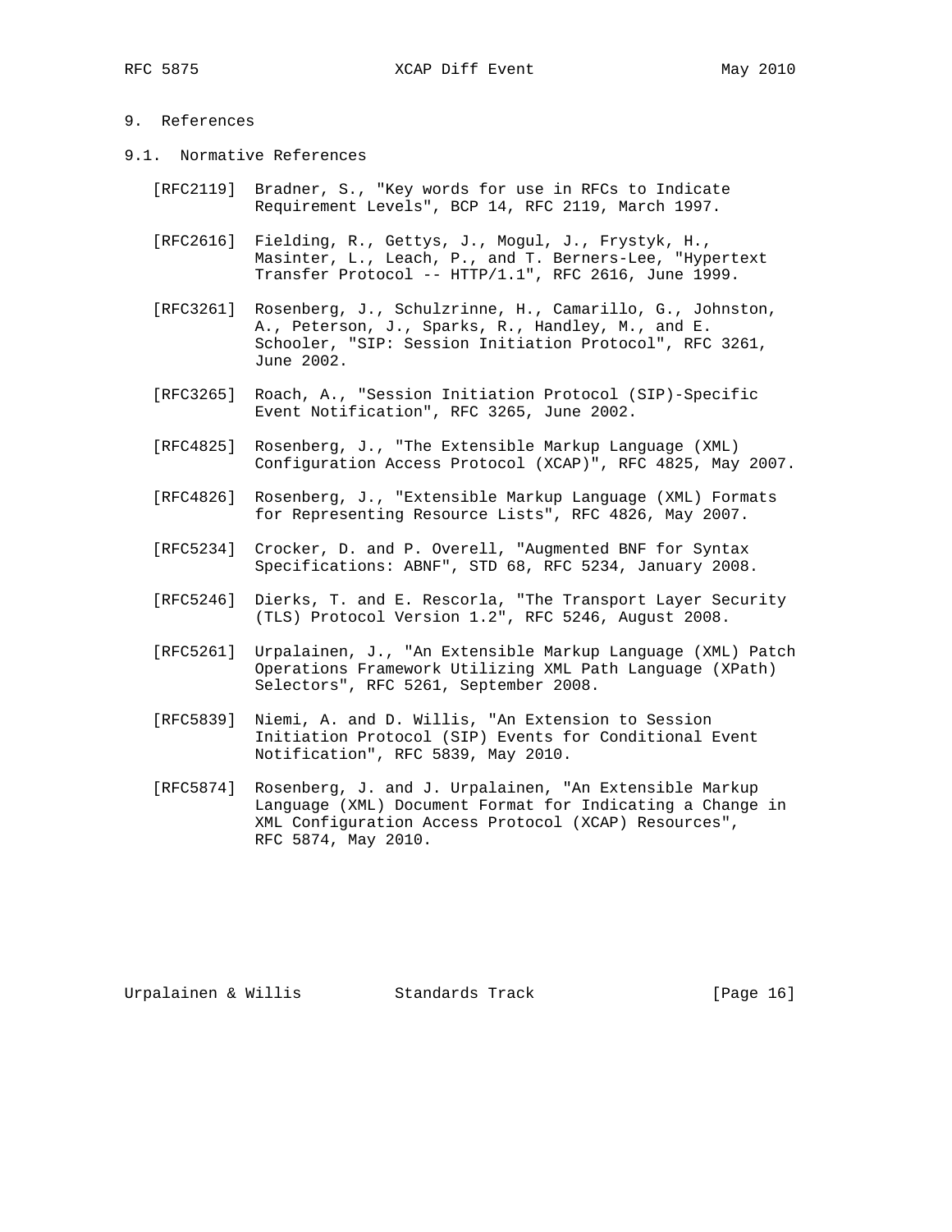# 9. References

## 9.1. Normative References

[RFC2119] Bradner, S., "Key words for use in RFCs to Indicate Requirement Levels", BCP 14, RFC 2119, March 1997.

[RFC2616] Fielding, R., Gettys, J., Mogul, J., Frystyk, H., Masinter, L., Leach, P., and T. Berners-Lee, "Hypertext Transfer Protocol -- HTTP/1.1", RFC 2616, June 1999.

[RFC3261] Rosenberg, J., Schulzrinne, H., Camarillo, G., Johnston, A., Peterson, J., Sparks, R., Handley, M., and E. Schooler, "SIP: Session Initiation Protocol", RFC 3261, June 2002.

[RFC3265] Roach, A., "Session Initiation Protocol (SIP)-Specific Event Notification", RFC 3265, June 2002.

[RFC4825] Rosenberg, J., "The Extensible Markup Language (XML) Configuration Access Protocol (XCAP)", RFC 4825, May 2007.

[RFC4826] Rosenberg, J., "Extensible Markup Language (XML) Formats for Representing Resource Lists", RFC 4826, May 2007.

[RFC5234] Crocker, D. and P. Overell, "Augmented BNF for Syntax Specifications: ABNF", STD 68, RFC 5234, January 2008.

[RFC5246] Dierks, T. and E. Rescorla, "The Transport Layer Security (TLS) Protocol Version 1.2", RFC 5246, August 2008.

[RFC5261] Urpalainen, J., "An Extensible Markup Language (XML) Patch Operations Framework Utilizing XML Path Language (XPath) Selectors", RFC 5261, September 2008.

[RFC5839] Niemi, A. and D. Willis, "An Extension to Session Initiation Protocol (SIP) Events for Conditional Event Notification", RFC 5839, May 2010.

[RFC5874] Rosenberg, J. and J. Urpalainen, "An Extensible Markup Language (XML) Document Format for Indicating a Change in XML Configuration Access Protocol (XCAP) Resources", RFC 5874, May 2010.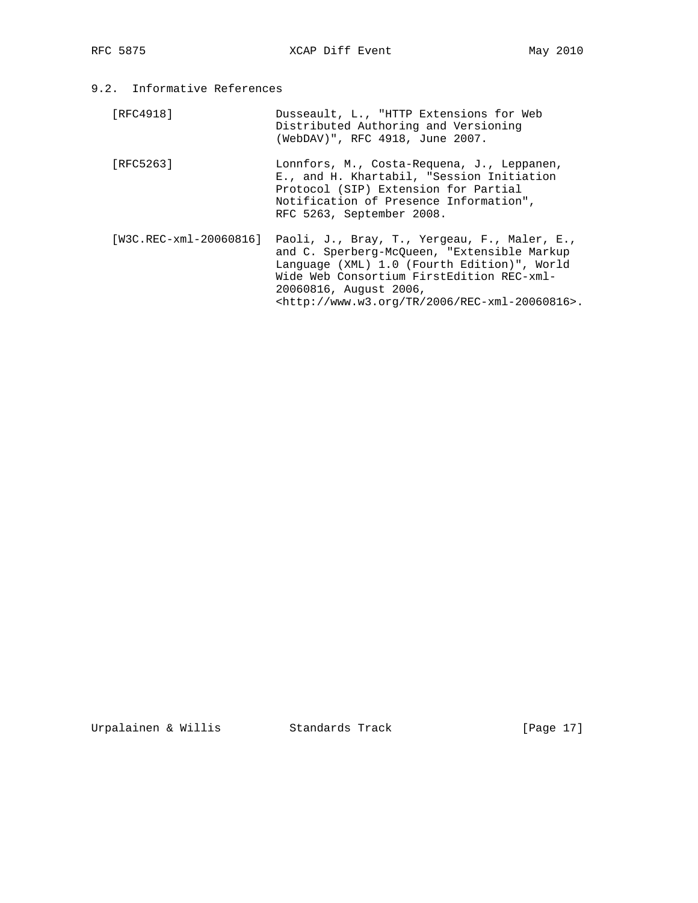## 9.2. Informative References

[RFC4918] Dusseault, L., "HTTP Extensions for Web Distributed Authoring and Versioning (WebDAV)", RFC 4918, June 2007.

[RFC5263] Lonnfors, M., Costa-Requena, J., Leppanen, E., and H. Khartabil, "Session Initiation Protocol (SIP) Extension for Partial Notification of Presence Information", RFC 5263, September 2008.

[W3C.REC-xml-20060816] Paoli, J., Bray, T., Yergeau, F., Maler, E., and C. Sperberg-McQueen, "Extensible Markup Language (XML) 1.0 (Fourth Edition)", World Wide Web Consortium FirstEdition REC-xml-20060816, August 2006, <http://www.w3.org/TR/2006/REC-xml-20060816>.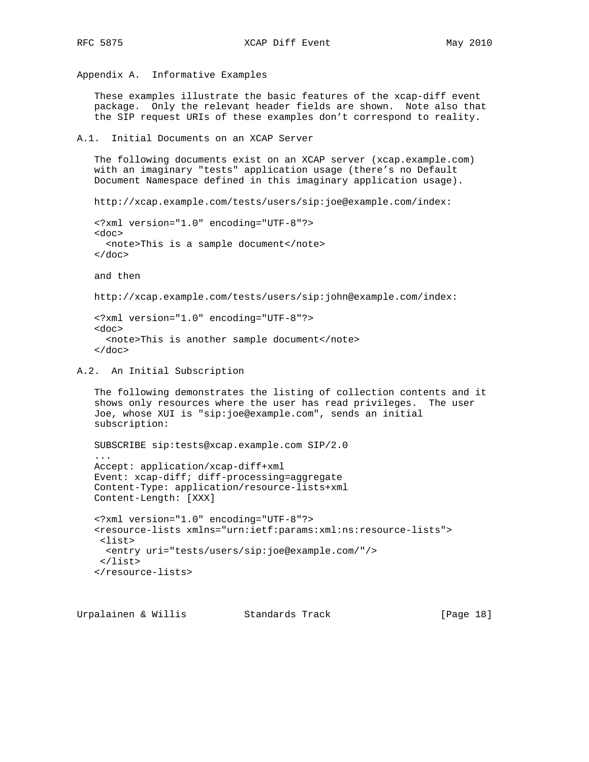## Appendix A. Informative Examples

These examples illustrate the basic features of the xcap-diff event package. Only the relevant header fields are shown. Note also that the SIP request URIs of these examples don't correspond to reality.

### A.1. Initial Documents on an XCAP Server

The following documents exist on an XCAP server (xcap.example.com) with an imaginary "tests" application usage (there's no Default Document Namespace defined in this imaginary application usage).

http://xcap.example.com/tests/users/sip:joe@example.com/index:

```
<?xml version="1.0" encoding="UTF-8"?>
<doc>
  <note>This is a sample document</note>
</doc>
```

and then

http://xcap.example.com/tests/users/sip:john@example.com/index:

```
<?xml version="1.0" encoding="UTF-8"?>
<doc>
  <note>This is another sample document</note>
</doc>
```

### A.2. An Initial Subscription

The following demonstrates the listing of collection contents and it shows only resources where the user has read privileges. The user Joe, whose XUI is "sip:joe@example.com", sends an initial subscription:

```
SUBSCRIBE sip:tests@xcap.example.com SIP/2.0
...
Accept: application/xcap-diff+xml
Event: xcap-diff; diff-processing=aggregate
Content-Type: application/resource-lists+xml
Content-Length: [XXX]

<?xml version="1.0" encoding="UTF-8"?>
<resource-lists xmlns="urn:ietf:params:xml:ns:resource-lists">
 <list>
  <entry uri="tests/users/sip:joe@example.com/"/>
 </list>
</resource-lists>
```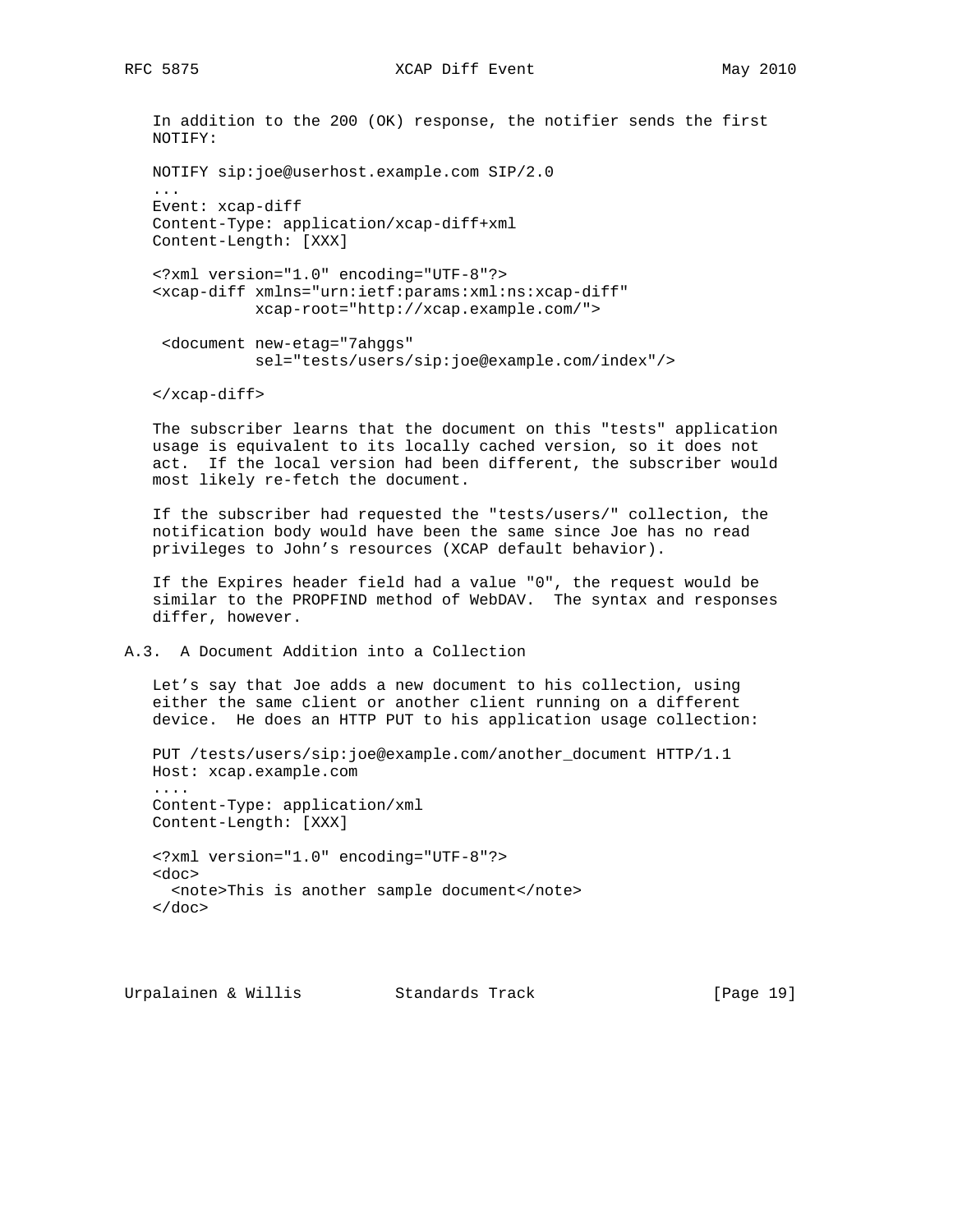In addition to the 200 (OK) response, the notifier sends the first NOTIFY:

```
NOTIFY sip:joe@userhost.example.com SIP/2.0
...
Event: xcap-diff
Content-Type: application/xcap-diff+xml
Content-Length: [XXX]

<?xml version="1.0" encoding="UTF-8"?>
<xcap-diff xmlns="urn:ietf:params:xml:ns:xcap-diff"
           xcap-root="http://xcap.example.com/">

 <document new-etag="7ahggs"
           sel="tests/users/sip:joe@example.com/index"/>

</xcap-diff>
```

The subscriber learns that the document on this "tests" application usage is equivalent to its locally cached version, so it does not act. If the local version had been different, the subscriber would most likely re-fetch the document.

If the subscriber had requested the "tests/users/" collection, the notification body would have been the same since Joe has no read privileges to John's resources (XCAP default behavior).

If the Expires header field had a value "0", the request would be similar to the PROPFIND method of WebDAV. The syntax and responses differ, however.

## A.3. A Document Addition into a Collection

Let's say that Joe adds a new document to his collection, using either the same client or another client running on a different device. He does an HTTP PUT to his application usage collection:

```
PUT /tests/users/sip:joe@example.com/another_document HTTP/1.1
Host: xcap.example.com
....
Content-Type: application/xml
Content-Length: [XXX]

<?xml version="1.0" encoding="UTF-8"?>
<doc>
  <note>This is another sample document</note>
</doc>
```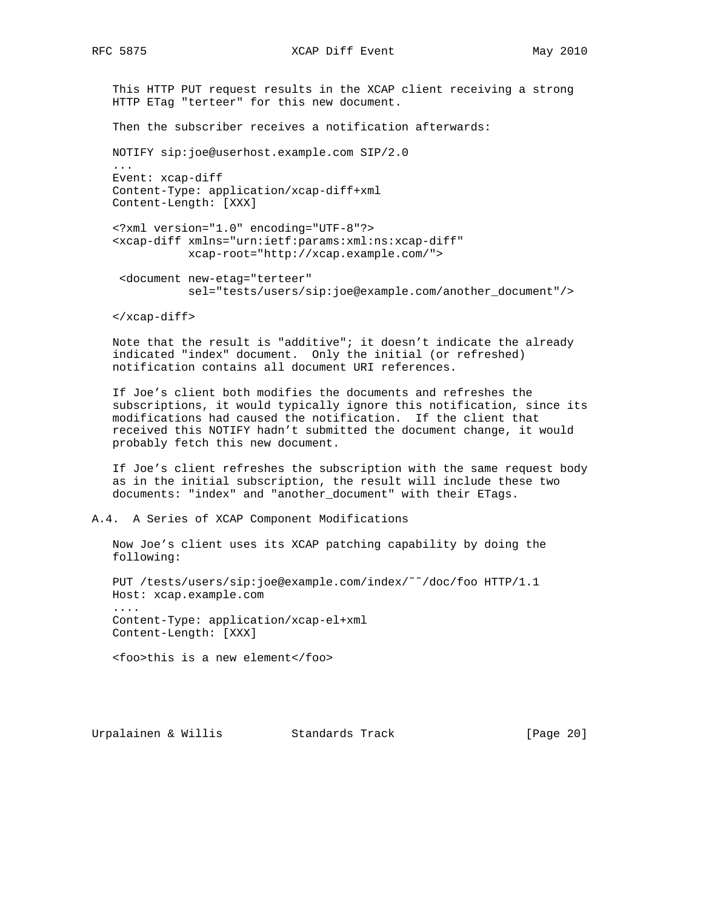This HTTP PUT request results in the XCAP client receiving a strong HTTP ETag "terteer" for this new document.

Then the subscriber receives a notification afterwards:

```
NOTIFY sip:joe@userhost.example.com SIP/2.0
...
Event: xcap-diff
Content-Type: application/xcap-diff+xml
Content-Length: [XXX]

<?xml version="1.0" encoding="UTF-8"?>
<xcap-diff xmlns="urn:ietf:params:xml:ns:xcap-diff"
           xcap-root="http://xcap.example.com/">

 <document new-etag="terteer"
           sel="tests/users/sip:joe@example.com/another_document"/>

</xcap-diff>
```

Note that the result is "additive"; it doesn't indicate the already indicated "index" document. Only the initial (or refreshed) notification contains all document URI references.

If Joe's client both modifies the documents and refreshes the subscriptions, it would typically ignore this notification, since its modifications had caused the notification. If the client that received this NOTIFY hadn't submitted the document change, it would probably fetch this new document.

If Joe's client refreshes the subscription with the same request body as in the initial subscription, the result will include these two documents: "index" and "another_document" with their ETags.

## A.4. A Series of XCAP Component Modifications

Now Joe's client uses its XCAP patching capability by doing the following:

```
PUT /tests/users/sip:joe@example.com/index/~~/doc/foo HTTP/1.1
Host: xcap.example.com
....
Content-Type: application/xcap-el+xml
Content-Length: [XXX]

<foo>this is a new element</foo>
```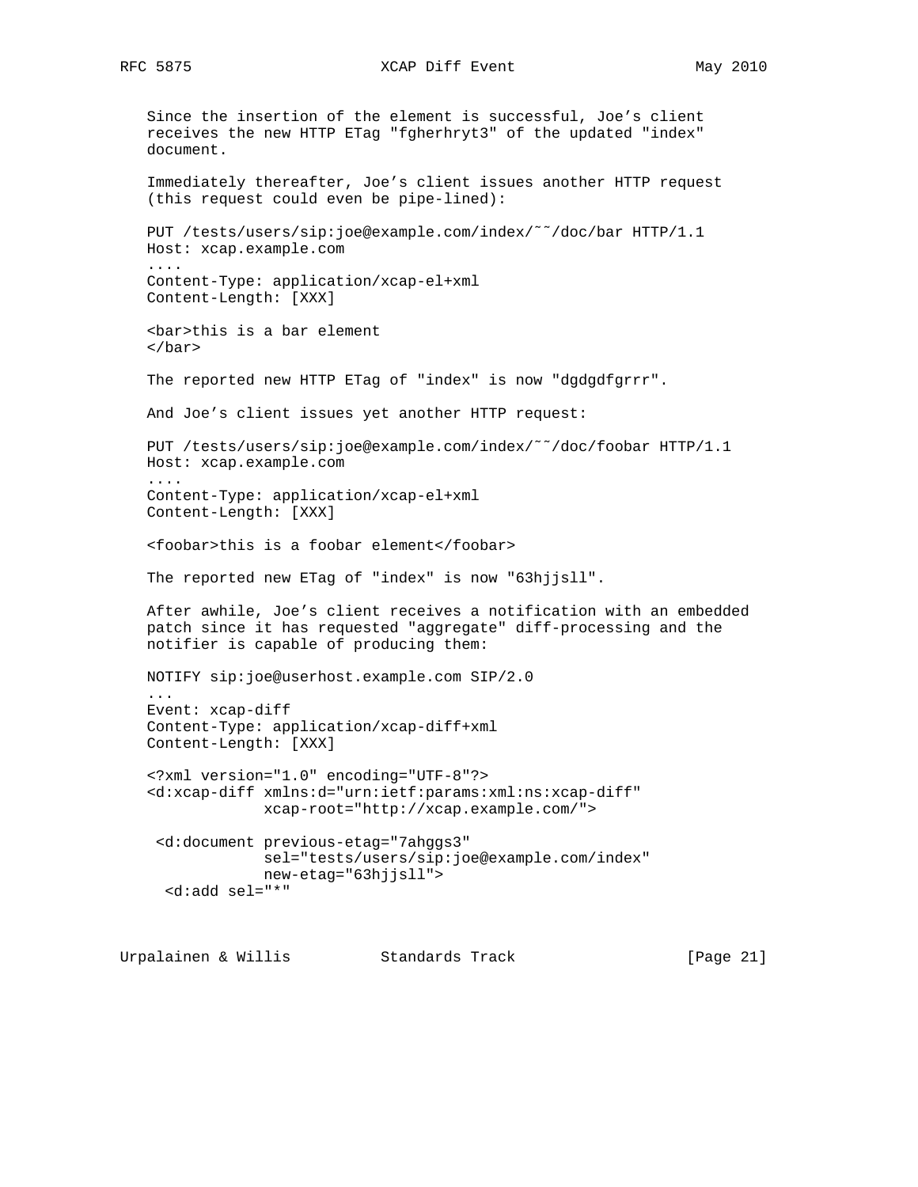Since the insertion of the element is successful, Joe's client receives the new HTTP ETag "fgherhryt3" of the updated "index" document.

Immediately thereafter, Joe's client issues another HTTP request (this request could even be pipe-lined):

```
PUT /tests/users/sip:joe@example.com/index/~~/doc/bar HTTP/1.1
Host: xcap.example.com
....
Content-Type: application/xcap-el+xml
Content-Length: [XXX]

<bar>this is a bar element
</bar>
```

The reported new HTTP ETag of "index" is now "dgdgdfgrrr".

And Joe's client issues yet another HTTP request:

```
PUT /tests/users/sip:joe@example.com/index/~~/doc/foobar HTTP/1.1
Host: xcap.example.com
....
Content-Type: application/xcap-el+xml
Content-Length: [XXX]

<foobar>this is a foobar element</foobar>
```

The reported new ETag of "index" is now "63hjjsll".

After awhile, Joe's client receives a notification with an embedded patch since it has requested "aggregate" diff-processing and the notifier is capable of producing them:

```
NOTIFY sip:joe@userhost.example.com SIP/2.0
...
Event: xcap-diff
Content-Type: application/xcap-diff+xml
Content-Length: [XXX]

<?xml version="1.0" encoding="UTF-8"?>
<d:xcap-diff xmlns:d="urn:ietf:params:xml:ns:xcap-diff"
             xcap-root="http://xcap.example.com/">

 <d:document previous-etag="7ahggs3"
             sel="tests/users/sip:joe@example.com/index"
             new-etag="63hjjsll">
  <d:add sel="*"
```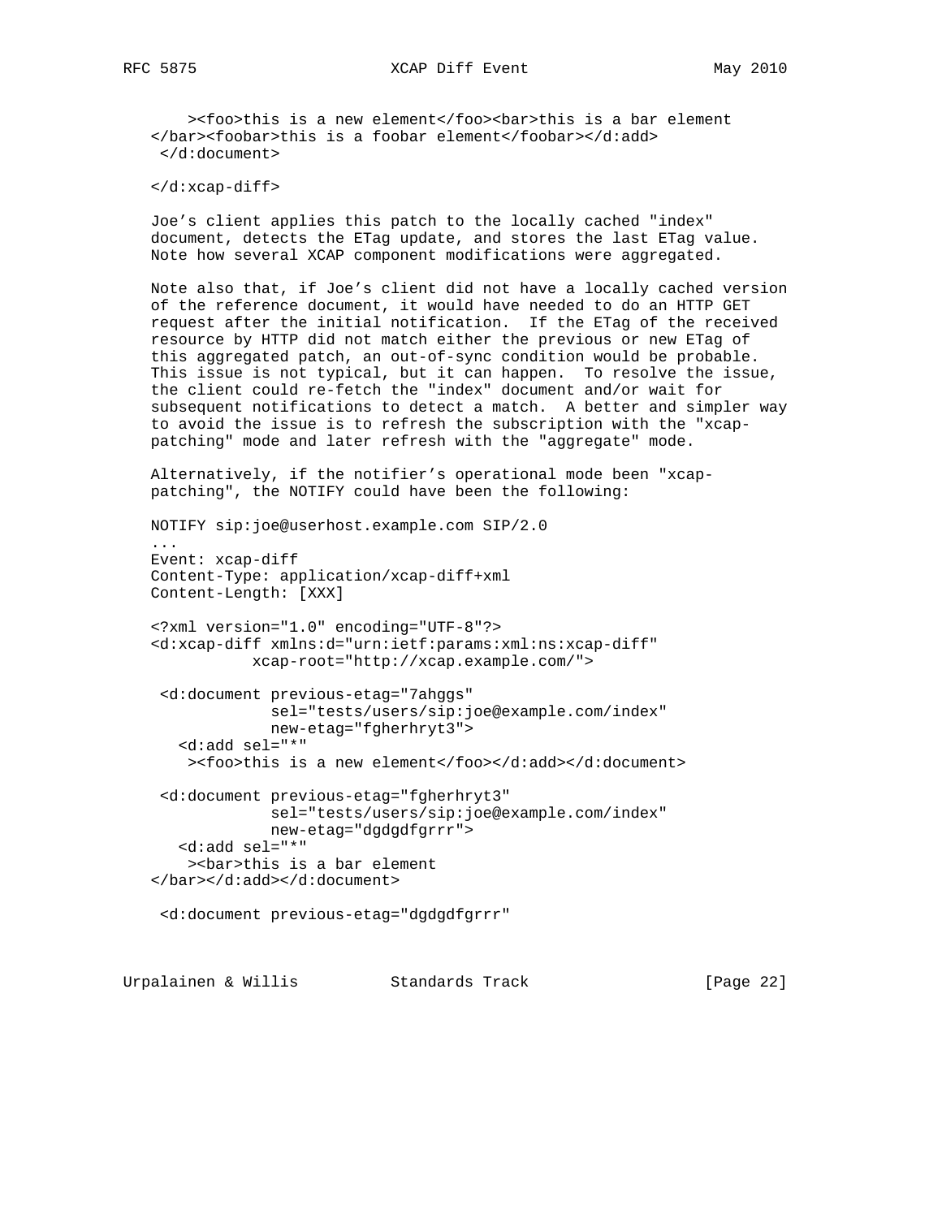```
     ><foo>this is a new element</foo><bar>this is a bar element
</bar><foobar>this is a foobar element</foobar></d:add>
 </d:document>

</d:xcap-diff>
```

Joe's client applies this patch to the locally cached "index" document, detects the ETag update, and stores the last ETag value. Note how several XCAP component modifications were aggregated.

Note also that, if Joe's client did not have a locally cached version of the reference document, it would have needed to do an HTTP GET request after the initial notification. If the ETag of the received resource by HTTP did not match either the previous or new ETag of this aggregated patch, an out-of-sync condition would be probable. This issue is not typical, but it can happen. To resolve the issue, the client could re-fetch the "index" document and/or wait for subsequent notifications to detect a match. A better and simpler way to avoid the issue is to refresh the subscription with the "xcap-patching" mode and later refresh with the "aggregate" mode.

Alternatively, if the notifier's operational mode been "xcap-patching", the NOTIFY could have been the following:

```
NOTIFY sip:joe@userhost.example.com SIP/2.0
...
Event: xcap-diff
Content-Type: application/xcap-diff+xml
Content-Length: [XXX]

<?xml version="1.0" encoding="UTF-8"?>
<d:xcap-diff xmlns:d="urn:ietf:params:xml:ns:xcap-diff"
           xcap-root="http://xcap.example.com/">

 <d:document previous-etag="7ahggs"
             sel="tests/users/sip:joe@example.com/index"
             new-etag="fgherhryt3">
   <d:add sel="*"
     ><foo>this is a new element</foo></d:add></d:document>

 <d:document previous-etag="fgherhryt3"
             sel="tests/users/sip:joe@example.com/index"
             new-etag="dgdgdfgrrr">
   <d:add sel="*"
     ><bar>this is a bar element
</bar></d:add></d:document>

 <d:document previous-etag="dgdgdfgrrr"
```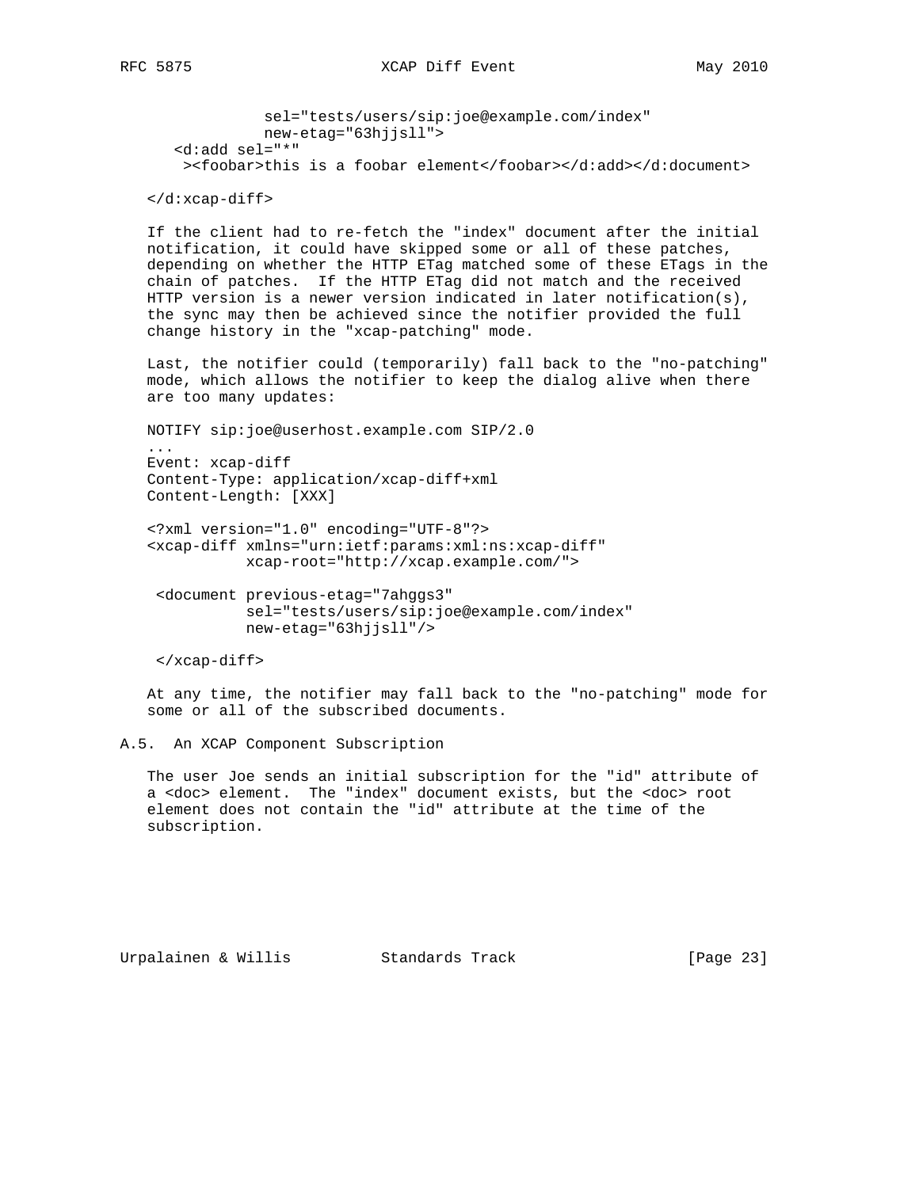```
              sel="tests/users/sip:joe@example.com/index"
              new-etag="63hjjsll">
    <d:add sel="*"
     ><foobar>this is a foobar element</foobar></d:add></d:document>

</d:xcap-diff>
```

If the client had to re-fetch the "index" document after the initial notification, it could have skipped some or all of these patches, depending on whether the HTTP ETag matched some of these ETags in the chain of patches. If the HTTP ETag did not match and the received HTTP version is a newer version indicated in later notification(s), the sync may then be achieved since the notifier provided the full change history in the "xcap-patching" mode.

Last, the notifier could (temporarily) fall back to the "no-patching" mode, which allows the notifier to keep the dialog alive when there are too many updates:

```
NOTIFY sip:joe@userhost.example.com SIP/2.0
...
Event: xcap-diff
Content-Type: application/xcap-diff+xml
Content-Length: [XXX]

<?xml version="1.0" encoding="UTF-8"?>
<xcap-diff xmlns="urn:ietf:params:xml:ns:xcap-diff"
           xcap-root="http://xcap.example.com/">

 <document previous-etag="7ahggs3"
           sel="tests/users/sip:joe@example.com/index"
           new-etag="63hjjsll"/>

 </xcap-diff>
```

At any time, the notifier may fall back to the "no-patching" mode for some or all of the subscribed documents.

## A.5. An XCAP Component Subscription

The user Joe sends an initial subscription for the "id" attribute of a <doc> element. The "index" document exists, but the <doc> root element does not contain the "id" attribute at the time of the subscription.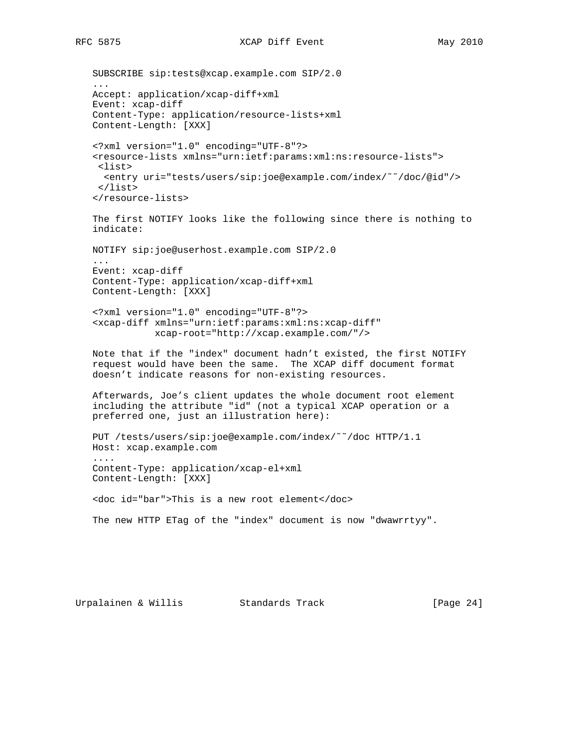```
SUBSCRIBE sip:tests@xcap.example.com SIP/2.0
...
Accept: application/xcap-diff+xml
Event: xcap-diff
Content-Type: application/resource-lists+xml
Content-Length: [XXX]

<?xml version="1.0" encoding="UTF-8"?>
<resource-lists xmlns="urn:ietf:params:xml:ns:resource-lists">
 <list>
  <entry uri="tests/users/sip:joe@example.com/index/~~/doc/@id"/>
 </list>
</resource-lists>
```

The first NOTIFY looks like the following since there is nothing to indicate:

```
NOTIFY sip:joe@userhost.example.com SIP/2.0
...
Event: xcap-diff
Content-Type: application/xcap-diff+xml
Content-Length: [XXX]

<?xml version="1.0" encoding="UTF-8"?>
<xcap-diff xmlns="urn:ietf:params:xml:ns:xcap-diff"
           xcap-root="http://xcap.example.com/"/>
```

Note that if the "index" document hadn't existed, the first NOTIFY request would have been the same. The XCAP diff document format doesn't indicate reasons for non-existing resources.

Afterwards, Joe's client updates the whole document root element including the attribute "id" (not a typical XCAP operation or a preferred one, just an illustration here):

```
PUT /tests/users/sip:joe@example.com/index/~~/doc HTTP/1.1
Host: xcap.example.com
....
Content-Type: application/xcap-el+xml
Content-Length: [XXX]

<doc id="bar">This is a new root element</doc>
```

The new HTTP ETag of the "index" document is now "dwawrrtyy".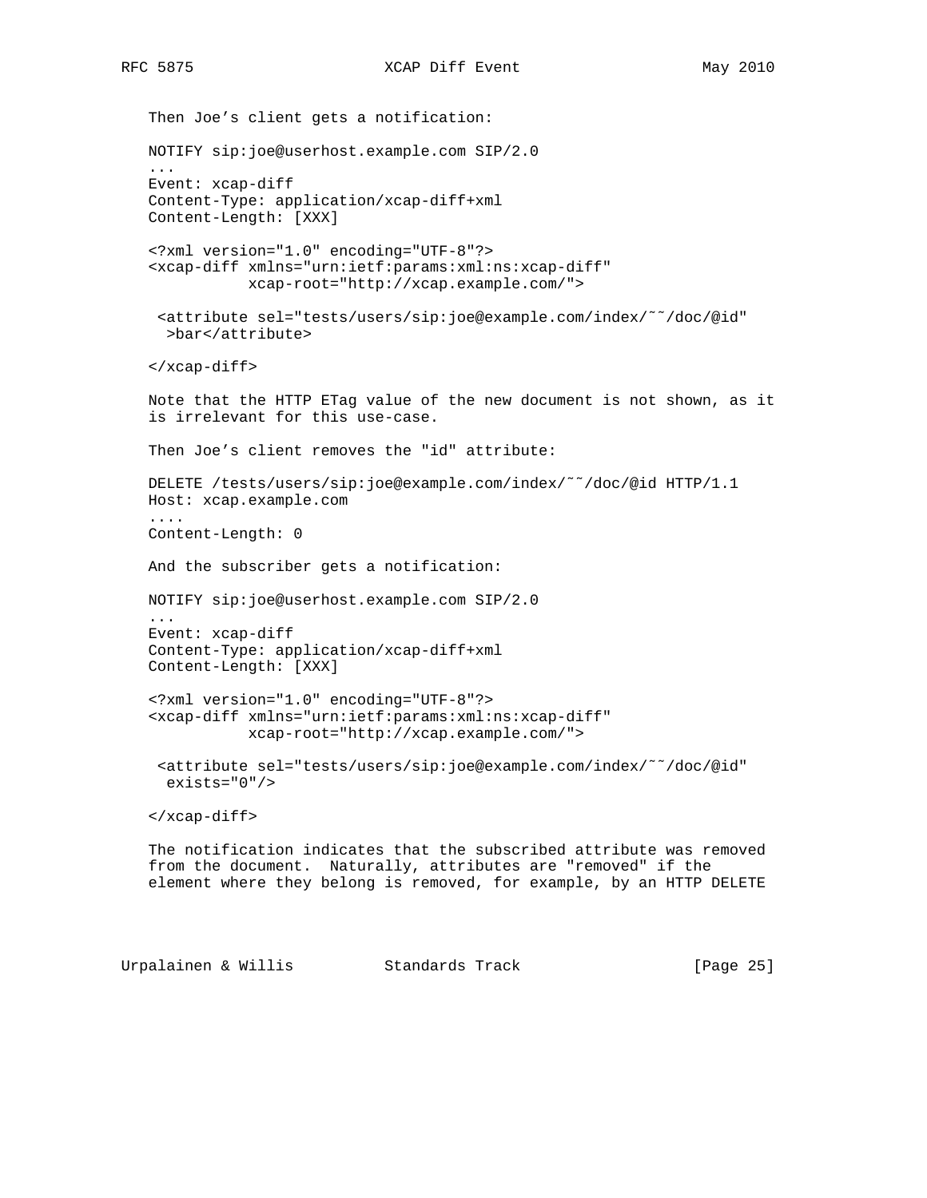Then Joe's client gets a notification:

```
NOTIFY sip:joe@userhost.example.com SIP/2.0
...
Event: xcap-diff
Content-Type: application/xcap-diff+xml
Content-Length: [XXX]

<?xml version="1.0" encoding="UTF-8"?>
<xcap-diff xmlns="urn:ietf:params:xml:ns:xcap-diff"
           xcap-root="http://xcap.example.com/">

 <attribute sel="tests/users/sip:joe@example.com/index/~~/doc/@id"
  >bar</attribute>

</xcap-diff>
```

Note that the HTTP ETag value of the new document is not shown, as it is irrelevant for this use-case.

Then Joe's client removes the "id" attribute:

```
DELETE /tests/users/sip:joe@example.com/index/~~/doc/@id HTTP/1.1
Host: xcap.example.com
....
Content-Length: 0
```

And the subscriber gets a notification:

```
NOTIFY sip:joe@userhost.example.com SIP/2.0
...
Event: xcap-diff
Content-Type: application/xcap-diff+xml
Content-Length: [XXX]

<?xml version="1.0" encoding="UTF-8"?>
<xcap-diff xmlns="urn:ietf:params:xml:ns:xcap-diff"
           xcap-root="http://xcap.example.com/">

 <attribute sel="tests/users/sip:joe@example.com/index/~~/doc/@id"
  exists="0"/>

</xcap-diff>
```

The notification indicates that the subscribed attribute was removed from the document. Naturally, attributes are "removed" if the element where they belong is removed, for example, by an HTTP DELETE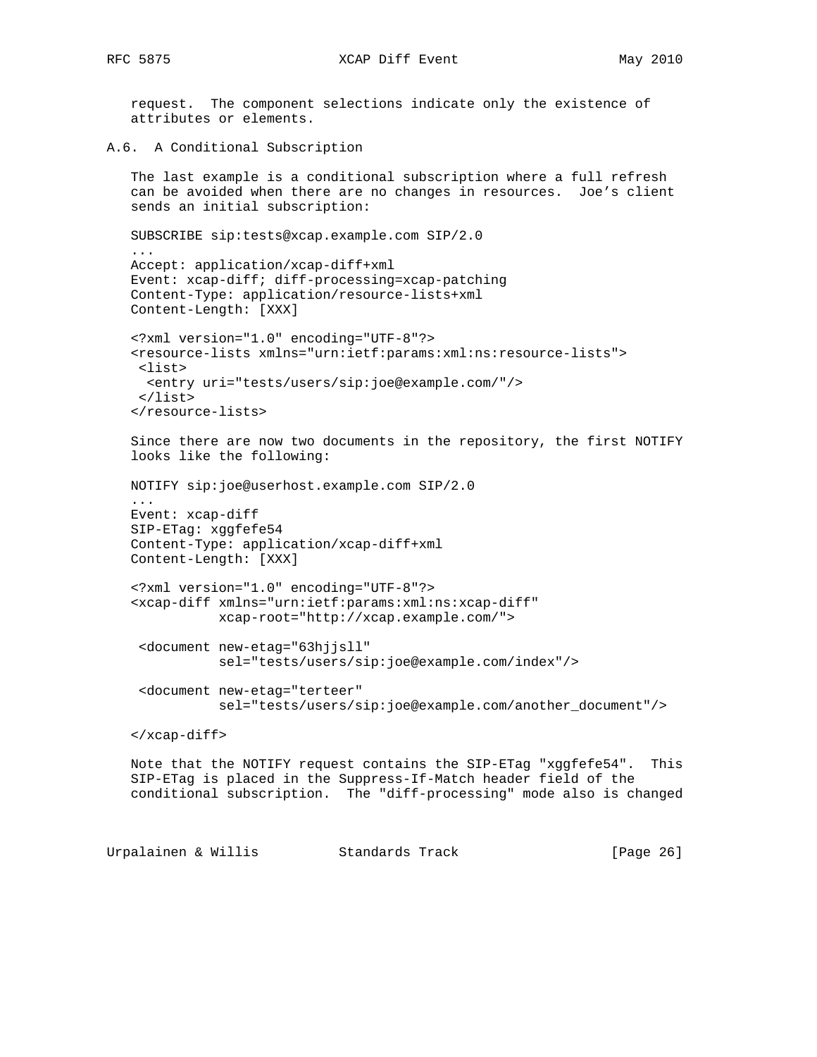request.  The component selections indicate only the existence of attributes or elements.

## A.6. A Conditional Subscription

The last example is a conditional subscription where a full refresh can be avoided when there are no changes in resources.  Joe's client sends an initial subscription:

```
SUBSCRIBE sip:tests@xcap.example.com SIP/2.0
...
Accept: application/xcap-diff+xml
Event: xcap-diff; diff-processing=xcap-patching
Content-Type: application/resource-lists+xml
Content-Length: [XXX]

<?xml version="1.0" encoding="UTF-8"?>
<resource-lists xmlns="urn:ietf:params:xml:ns:resource-lists">
 <list>
  <entry uri="tests/users/sip:joe@example.com/"/>
 </list>
</resource-lists>
```

Since there are now two documents in the repository, the first NOTIFY looks like the following:

```
NOTIFY sip:joe@userhost.example.com SIP/2.0
...
Event: xcap-diff
SIP-ETag: xggfefe54
Content-Type: application/xcap-diff+xml
Content-Length: [XXX]

<?xml version="1.0" encoding="UTF-8"?>
<xcap-diff xmlns="urn:ietf:params:xml:ns:xcap-diff"
           xcap-root="http://xcap.example.com/">

 <document new-etag="63hjjsll"
           sel="tests/users/sip:joe@example.com/index"/>

 <document new-etag="terteer"
           sel="tests/users/sip:joe@example.com/another_document"/>

</xcap-diff>
```

Note that the NOTIFY request contains the SIP-ETag "xggfefe54".  This SIP-ETag is placed in the Suppress-If-Match header field of the conditional subscription.  The "diff-processing" mode also is changed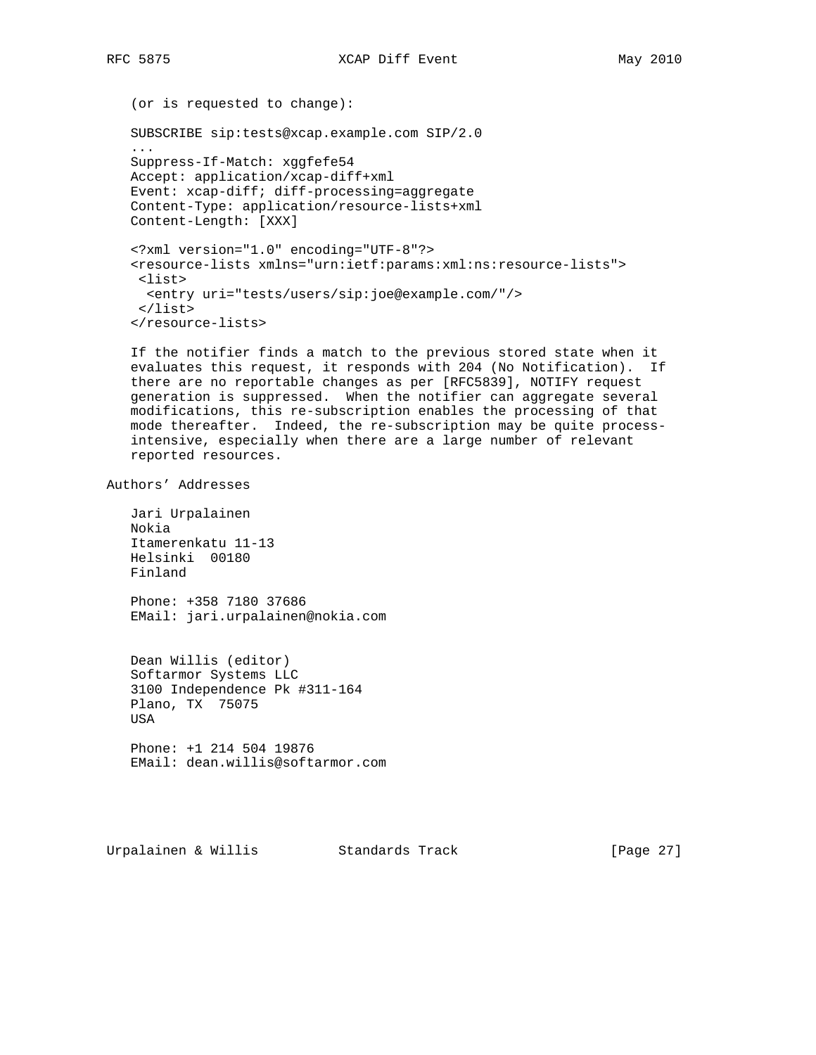(or is requested to change):

```
SUBSCRIBE sip:tests@xcap.example.com SIP/2.0
...
Suppress-If-Match: xggfefe54
Accept: application/xcap-diff+xml
Event: xcap-diff; diff-processing=aggregate
Content-Type: application/resource-lists+xml
Content-Length: [XXX]

<?xml version="1.0" encoding="UTF-8"?>
<resource-lists xmlns="urn:ietf:params:xml:ns:resource-lists">
 <list>
  <entry uri="tests/users/sip:joe@example.com/"/>
 </list>
</resource-lists>
```

If the notifier finds a match to the previous stored state when it evaluates this request, it responds with 204 (No Notification). If there are no reportable changes as per [RFC5839], NOTIFY request generation is suppressed. When the notifier can aggregate several modifications, this re-subscription enables the processing of that mode thereafter. Indeed, the re-subscription may be quite process-intensive, especially when there are a large number of relevant reported resources.

## Authors' Addresses

Jari Urpalainen
Nokia
Itamerenkatu 11-13
Helsinki 00180
Finland

Phone: +358 7180 37686
EMail: jari.urpalainen@nokia.com

Dean Willis (editor)
Softarmor Systems LLC
3100 Independence Pk #311-164
Plano, TX 75075
USA

Phone: +1 214 504 19876
EMail: dean.willis@softarmor.com